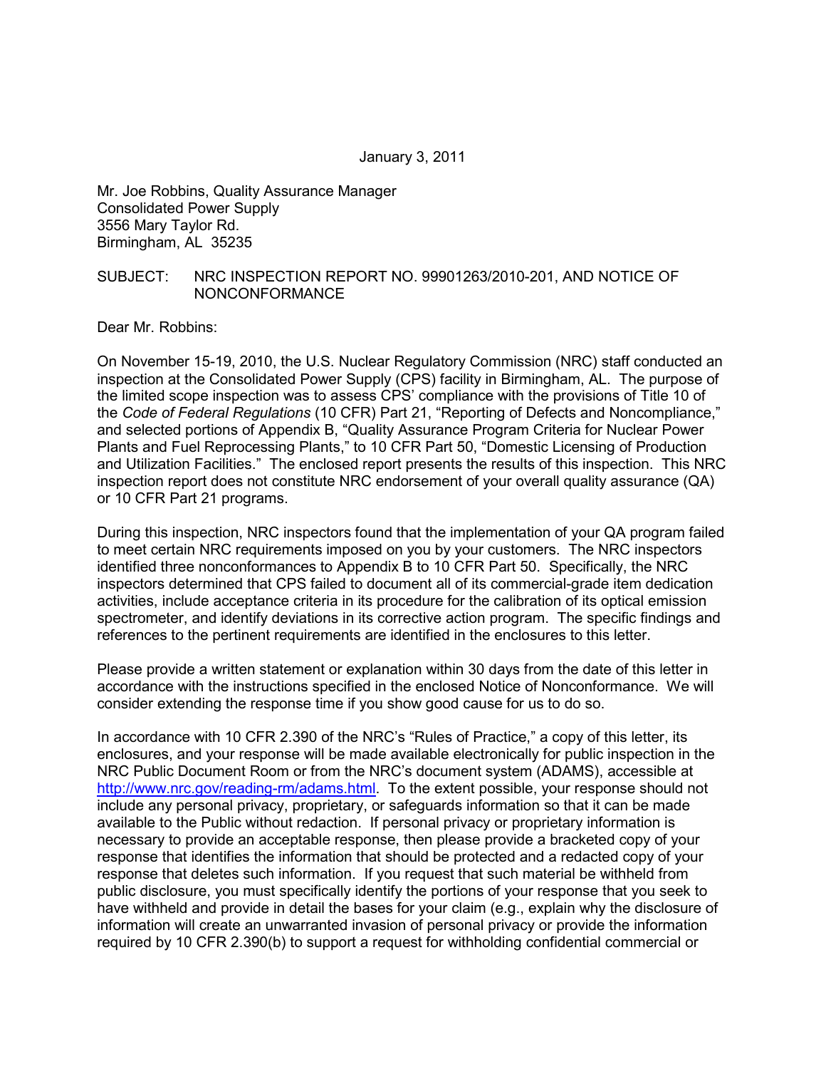January 3, 2011

Mr. Joe Robbins, Quality Assurance Manager
Consolidated Power Supply
3556 Mary Taylor Rd.
Birmingham, AL 35235

SUBJECT: NRC INSPECTION REPORT NO. 99901263/2010-201, AND NOTICE OF NONCONFORMANCE

Dear Mr. Robbins:

On November 15-19, 2010, the U.S. Nuclear Regulatory Commission (NRC) staff conducted an inspection at the Consolidated Power Supply (CPS) facility in Birmingham, AL. The purpose of the limited scope inspection was to assess CPS' compliance with the provisions of Title 10 of the *Code of Federal Regulations* (10 CFR) Part 21, "Reporting of Defects and Noncompliance," and selected portions of Appendix B, "Quality Assurance Program Criteria for Nuclear Power Plants and Fuel Reprocessing Plants," to 10 CFR Part 50, "Domestic Licensing of Production and Utilization Facilities." The enclosed report presents the results of this inspection. This NRC inspection report does not constitute NRC endorsement of your overall quality assurance (QA) or 10 CFR Part 21 programs.

During this inspection, NRC inspectors found that the implementation of your QA program failed to meet certain NRC requirements imposed on you by your customers. The NRC inspectors identified three nonconformances to Appendix B to 10 CFR Part 50. Specifically, the NRC inspectors determined that CPS failed to document all of its commercial-grade item dedication activities, include acceptance criteria in its procedure for the calibration of its optical emission spectrometer, and identify deviations in its corrective action program. The specific findings and references to the pertinent requirements are identified in the enclosures to this letter.

Please provide a written statement or explanation within 30 days from the date of this letter in accordance with the instructions specified in the enclosed Notice of Nonconformance. We will consider extending the response time if you show good cause for us to do so.

In accordance with 10 CFR 2.390 of the NRC's "Rules of Practice," a copy of this letter, its enclosures, and your response will be made available electronically for public inspection in the NRC Public Document Room or from the NRC's document system (ADAMS), accessible at http://www.nrc.gov/reading-rm/adams.html. To the extent possible, your response should not include any personal privacy, proprietary, or safeguards information so that it can be made available to the Public without redaction. If personal privacy or proprietary information is necessary to provide an acceptable response, then please provide a bracketed copy of your response that identifies the information that should be protected and a redacted copy of your response that deletes such information. If you request that such material be withheld from public disclosure, you must specifically identify the portions of your response that you seek to have withheld and provide in detail the bases for your claim (e.g., explain why the disclosure of information will create an unwarranted invasion of personal privacy or provide the information required by 10 CFR 2.390(b) to support a request for withholding confidential commercial or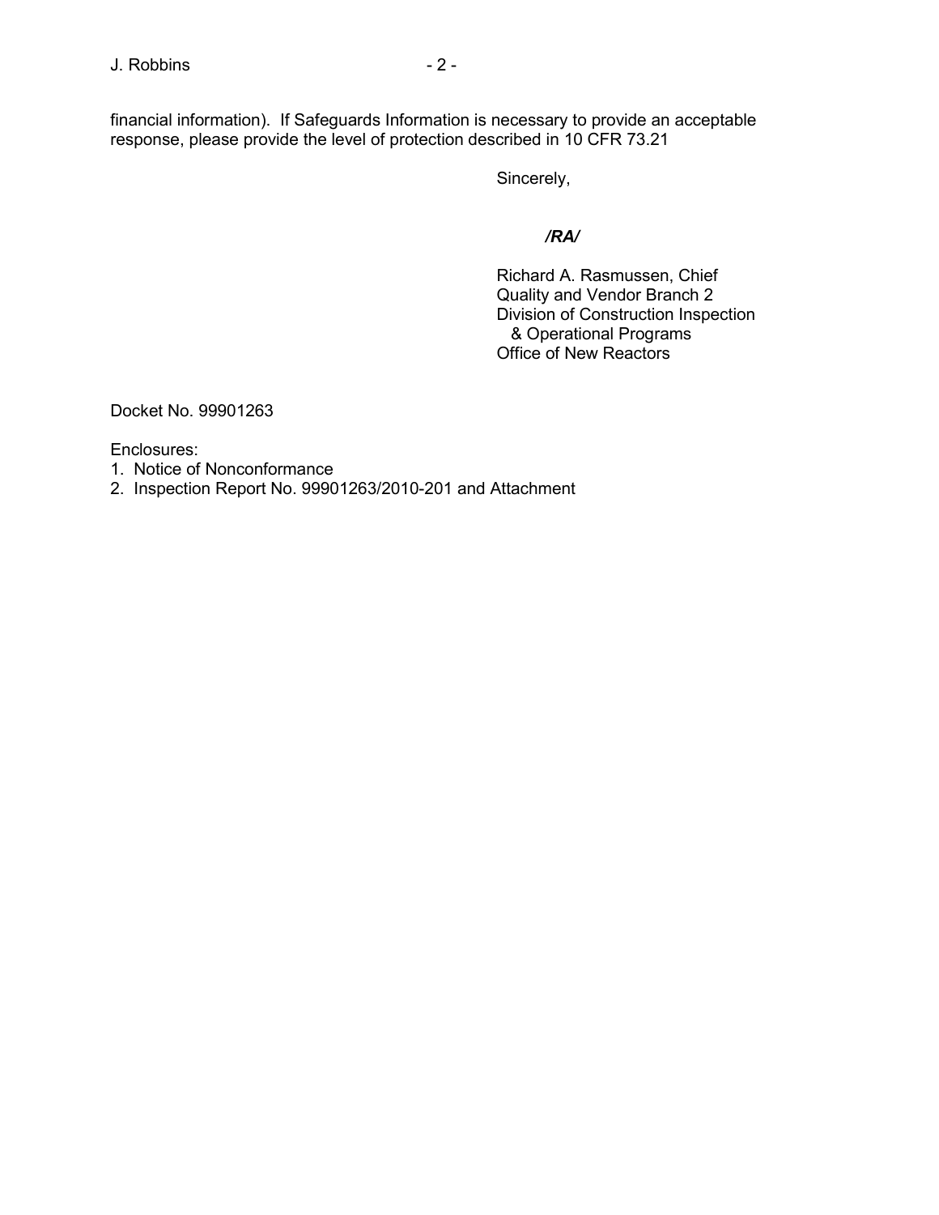financial information). If Safeguards Information is necessary to provide an acceptable response, please provide the level of protection described in 10 CFR 73.21

Sincerely,

***/RA/***

Richard A. Rasmussen, Chief
Quality and Vendor Branch 2
Division of Construction Inspection
& Operational Programs
Office of New Reactors

Docket No. 99901263

Enclosures:
1. Notice of Nonconformance
2. Inspection Report No. 99901263/2010-201 and Attachment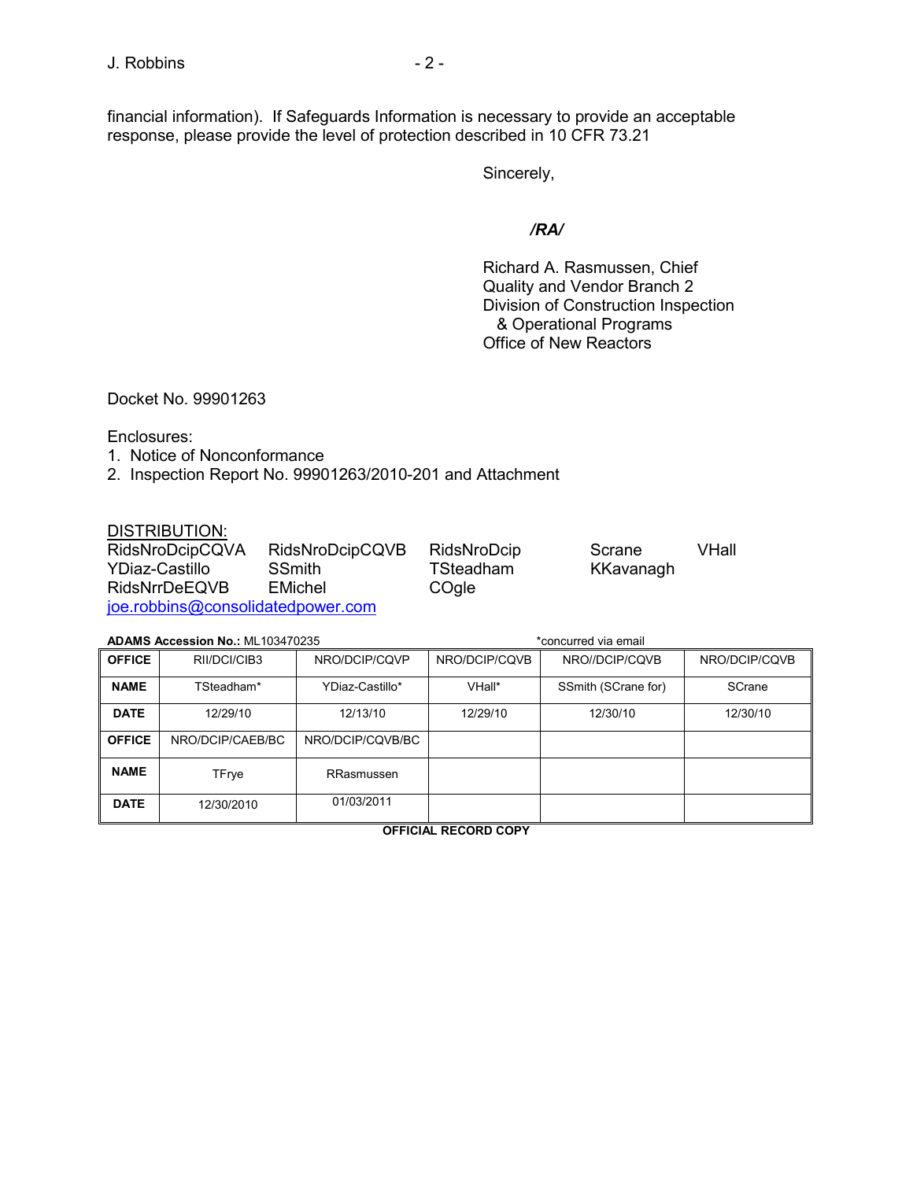financial information). If Safeguards Information is necessary to provide an acceptable response, please provide the level of protection described in 10 CFR 73.21

Sincerely,

***/RA/***

Richard A. Rasmussen, Chief
Quality and Vendor Branch 2
Division of Construction Inspection
& Operational Programs
Office of New Reactors

Docket No. 99901263

Enclosures:
1. Notice of Nonconformance
2. Inspection Report No. 99901263/2010-201 and Attachment

DISTRIBUTION:

RidsNroDcipCQVA RidsNroDcipCQVB RidsNroDcip Scrane VHall
YDiaz-Castillo SSmith TSteadham KKavanagh
RidsNrrDeEQVB EMichel COgle
joe.robbins@consolidatedpower.com

**ADAMS Accession No.:** ML103470235 *concurred via email

| **OFFICE** | RII/DCI/CIB3 | NRO/DCIP/CQVP | NRO/DCIP/CQVB | NRO//DCIP/CQVB | NRO/DCIP/CQVB |
|---|---|---|---|---|---|
| **NAME** | TSteadham* | YDiaz-Castillo* | VHall* | SSmith (SCrane for) | SCrane |
| **DATE** | 12/29/10 | 12/13/10 | 12/29/10 | 12/30/10 | 12/30/10 |
| **OFFICE** | NRO/DCIP/CAEB/BC | NRO/DCIP/CQVB/BC | | | |
| **NAME** | TFrye | RRasmussen | | | |
| **DATE** | 12/30/2010 | 01/03/2011 | | | |

**OFFICIAL RECORD COPY**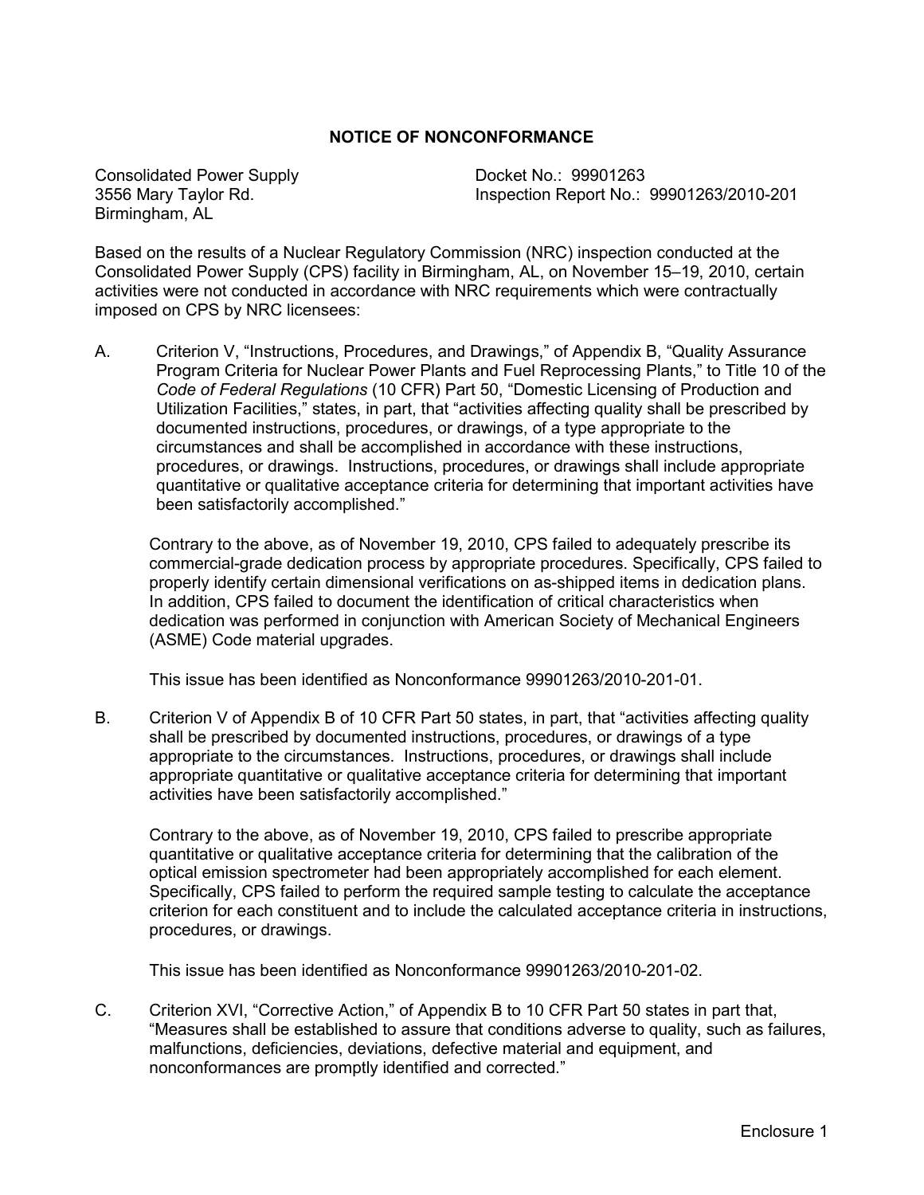## NOTICE OF NONCONFORMANCE

Consolidated Power Supply
3556 Mary Taylor Rd.
Birmingham, AL

Docket No.: 99901263
Inspection Report No.: 99901263/2010-201

Based on the results of a Nuclear Regulatory Commission (NRC) inspection conducted at the Consolidated Power Supply (CPS) facility in Birmingham, AL, on November 15–19, 2010, certain activities were not conducted in accordance with NRC requirements which were contractually imposed on CPS by NRC licensees:

A. Criterion V, "Instructions, Procedures, and Drawings," of Appendix B, "Quality Assurance Program Criteria for Nuclear Power Plants and Fuel Reprocessing Plants," to Title 10 of the *Code of Federal Regulations* (10 CFR) Part 50, "Domestic Licensing of Production and Utilization Facilities," states, in part, that "activities affecting quality shall be prescribed by documented instructions, procedures, or drawings, of a type appropriate to the circumstances and shall be accomplished in accordance with these instructions, procedures, or drawings. Instructions, procedures, or drawings shall include appropriate quantitative or qualitative acceptance criteria for determining that important activities have been satisfactorily accomplished."

   Contrary to the above, as of November 19, 2010, CPS failed to adequately prescribe its commercial-grade dedication process by appropriate procedures. Specifically, CPS failed to properly identify certain dimensional verifications on as-shipped items in dedication plans. In addition, CPS failed to document the identification of critical characteristics when dedication was performed in conjunction with American Society of Mechanical Engineers (ASME) Code material upgrades.

   This issue has been identified as Nonconformance 99901263/2010-201-01.

B. Criterion V of Appendix B of 10 CFR Part 50 states, in part, that "activities affecting quality shall be prescribed by documented instructions, procedures, or drawings of a type appropriate to the circumstances. Instructions, procedures, or drawings shall include appropriate quantitative or qualitative acceptance criteria for determining that important activities have been satisfactorily accomplished."

   Contrary to the above, as of November 19, 2010, CPS failed to prescribe appropriate quantitative or qualitative acceptance criteria for determining that the calibration of the optical emission spectrometer had been appropriately accomplished for each element. Specifically, CPS failed to perform the required sample testing to calculate the acceptance criterion for each constituent and to include the calculated acceptance criteria in instructions, procedures, or drawings.

   This issue has been identified as Nonconformance 99901263/2010-201-02.

C. Criterion XVI, "Corrective Action," of Appendix B to 10 CFR Part 50 states in part that, "Measures shall be established to assure that conditions adverse to quality, such as failures, malfunctions, deficiencies, deviations, defective material and equipment, and nonconformances are promptly identified and corrected."

Enclosure 1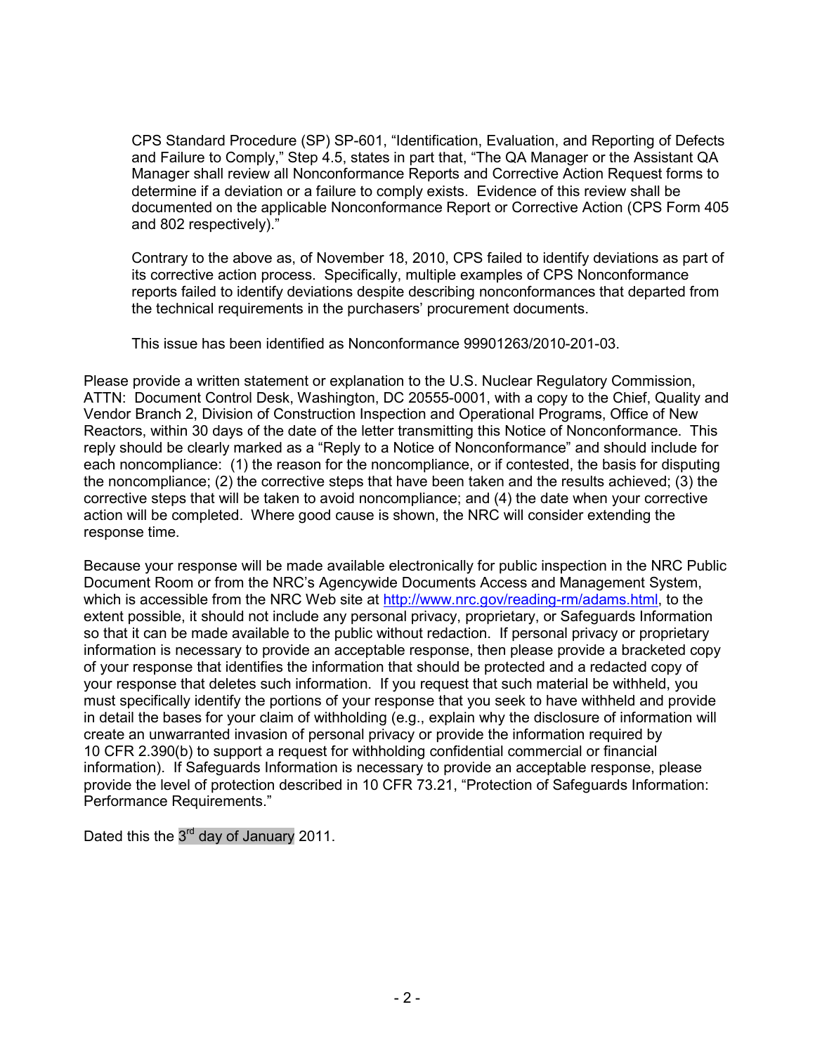CPS Standard Procedure (SP) SP-601, "Identification, Evaluation, and Reporting of Defects and Failure to Comply," Step 4.5, states in part that, "The QA Manager or the Assistant QA Manager shall review all Nonconformance Reports and Corrective Action Request forms to determine if a deviation or a failure to comply exists. Evidence of this review shall be documented on the applicable Nonconformance Report or Corrective Action (CPS Form 405 and 802 respectively)."

Contrary to the above as, of November 18, 2010, CPS failed to identify deviations as part of its corrective action process. Specifically, multiple examples of CPS Nonconformance reports failed to identify deviations despite describing nonconformances that departed from the technical requirements in the purchasers' procurement documents.

This issue has been identified as Nonconformance 99901263/2010-201-03.

Please provide a written statement or explanation to the U.S. Nuclear Regulatory Commission, ATTN: Document Control Desk, Washington, DC 20555-0001, with a copy to the Chief, Quality and Vendor Branch 2, Division of Construction Inspection and Operational Programs, Office of New Reactors, within 30 days of the date of the letter transmitting this Notice of Nonconformance. This reply should be clearly marked as a "Reply to a Notice of Nonconformance" and should include for each noncompliance: (1) the reason for the noncompliance, or if contested, the basis for disputing the noncompliance; (2) the corrective steps that have been taken and the results achieved; (3) the corrective steps that will be taken to avoid noncompliance; and (4) the date when your corrective action will be completed. Where good cause is shown, the NRC will consider extending the response time.

Because your response will be made available electronically for public inspection in the NRC Public Document Room or from the NRC's Agencywide Documents Access and Management System, which is accessible from the NRC Web site at http://www.nrc.gov/reading-rm/adams.html, to the extent possible, it should not include any personal privacy, proprietary, or Safeguards Information so that it can be made available to the public without redaction. If personal privacy or proprietary information is necessary to provide an acceptable response, then please provide a bracketed copy of your response that identifies the information that should be protected and a redacted copy of your response that deletes such information. If you request that such material be withheld, you must specifically identify the portions of your response that you seek to have withheld and provide in detail the bases for your claim of withholding (e.g., explain why the disclosure of information will create an unwarranted invasion of personal privacy or provide the information required by 10 CFR 2.390(b) to support a request for withholding confidential commercial or financial information). If Safeguards Information is necessary to provide an acceptable response, please provide the level of protection described in 10 CFR 73.21, "Protection of Safeguards Information: Performance Requirements."

Dated this the 3rd day of January 2011.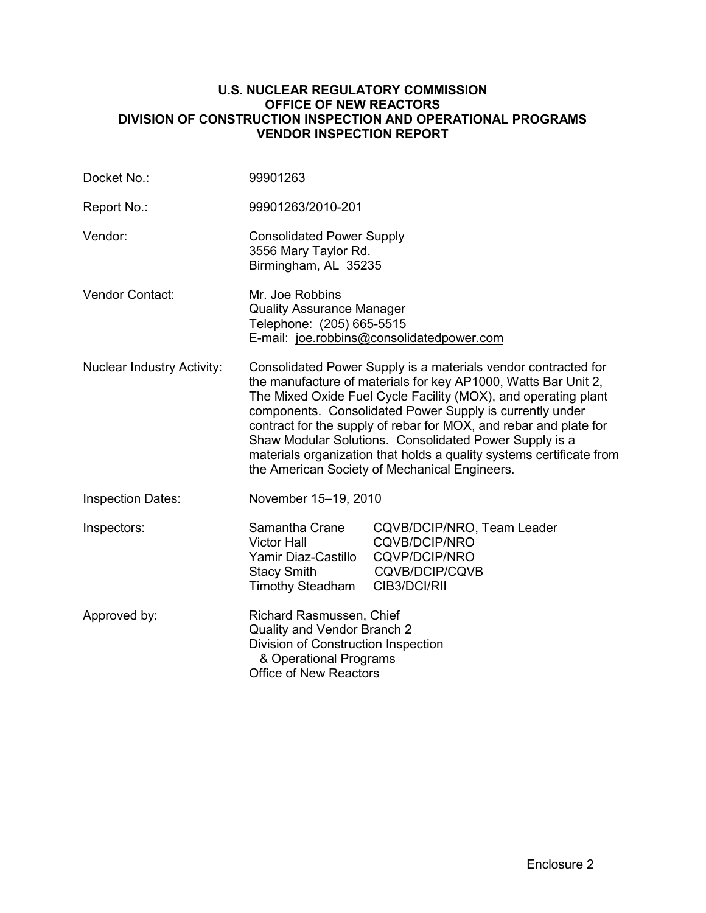**U.S. NUCLEAR REGULATORY COMMISSION**
**OFFICE OF NEW REACTORS**
**DIVISION OF CONSTRUCTION INSPECTION AND OPERATIONAL PROGRAMS**
**VENDOR INSPECTION REPORT**

| | |
|---|---|
| Docket No.: | 99901263 |
| Report No.: | 99901263/2010-201 |
| Vendor: | Consolidated Power Supply<br>3556 Mary Taylor Rd.<br>Birmingham, AL 35235 |
| Vendor Contact: | Mr. Joe Robbins<br>Quality Assurance Manager<br>Telephone: (205) 665-5515<br>E-mail: joe.robbins@consolidatedpower.com |
| Nuclear Industry Activity: | Consolidated Power Supply is a materials vendor contracted for the manufacture of materials for key AP1000, Watts Bar Unit 2, The Mixed Oxide Fuel Cycle Facility (MOX), and operating plant components. Consolidated Power Supply is currently under contract for the supply of rebar for MOX, and rebar and plate for Shaw Modular Solutions. Consolidated Power Supply is a materials organization that holds a quality systems certificate from the American Society of Mechanical Engineers. |
| Inspection Dates: | November 15–19, 2010 |
| Inspectors: | Samantha Crane CQVB/DCIP/NRO, Team Leader<br>Victor Hall CQVB/DCIP/NRO<br>Yamir Diaz-Castillo CQVP/DCIP/NRO<br>Stacy Smith CQVB/DCIP/CQVB<br>Timothy Steadham CIB3/DCI/RII |
| Approved by: | Richard Rasmussen, Chief<br>Quality and Vendor Branch 2<br>Division of Construction Inspection & Operational Programs<br>Office of New Reactors |

Enclosure 2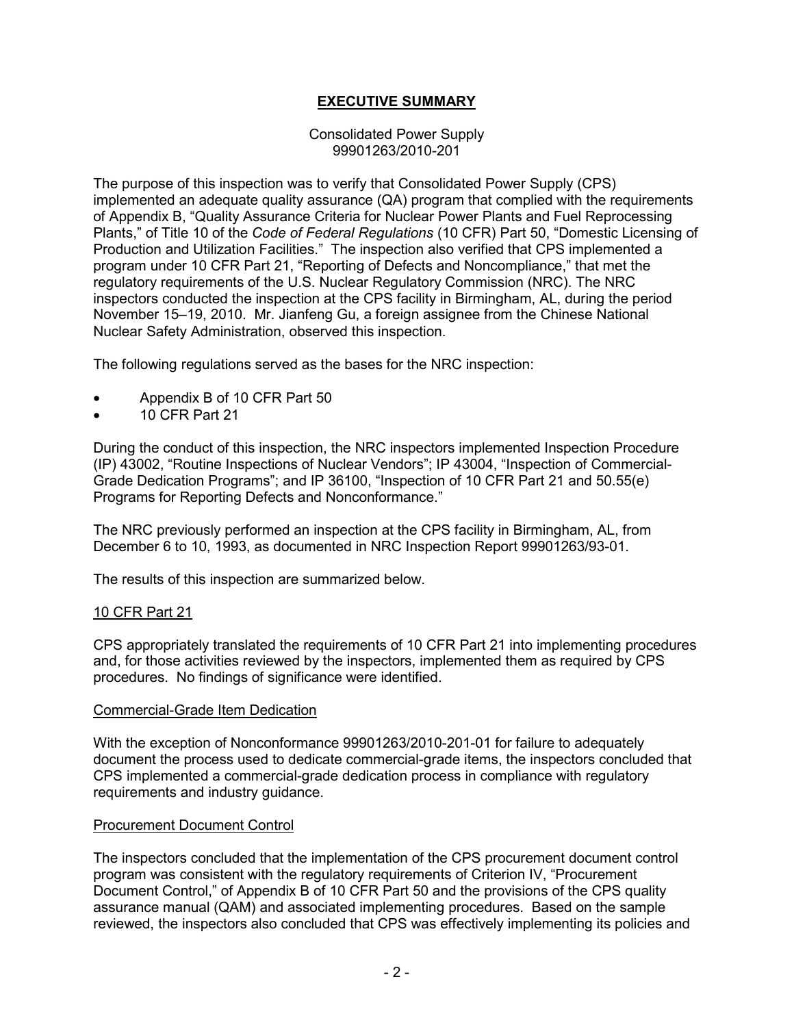# EXECUTIVE SUMMARY

Consolidated Power Supply
99901263/2010-201

The purpose of this inspection was to verify that Consolidated Power Supply (CPS) implemented an adequate quality assurance (QA) program that complied with the requirements of Appendix B, "Quality Assurance Criteria for Nuclear Power Plants and Fuel Reprocessing Plants," of Title 10 of the *Code of Federal Regulations* (10 CFR) Part 50, "Domestic Licensing of Production and Utilization Facilities." The inspection also verified that CPS implemented a program under 10 CFR Part 21, "Reporting of Defects and Noncompliance," that met the regulatory requirements of the U.S. Nuclear Regulatory Commission (NRC). The NRC inspectors conducted the inspection at the CPS facility in Birmingham, AL, during the period November 15–19, 2010. Mr. Jianfeng Gu, a foreign assignee from the Chinese National Nuclear Safety Administration, observed this inspection.

The following regulations served as the bases for the NRC inspection:

- Appendix B of 10 CFR Part 50
- 10 CFR Part 21

During the conduct of this inspection, the NRC inspectors implemented Inspection Procedure (IP) 43002, "Routine Inspections of Nuclear Vendors"; IP 43004, "Inspection of Commercial-Grade Dedication Programs"; and IP 36100, "Inspection of 10 CFR Part 21 and 50.55(e) Programs for Reporting Defects and Nonconformance."

The NRC previously performed an inspection at the CPS facility in Birmingham, AL, from December 6 to 10, 1993, as documented in NRC Inspection Report 99901263/93-01.

The results of this inspection are summarized below.

## 10 CFR Part 21

CPS appropriately translated the requirements of 10 CFR Part 21 into implementing procedures and, for those activities reviewed by the inspectors, implemented them as required by CPS procedures. No findings of significance were identified.

## Commercial-Grade Item Dedication

With the exception of Nonconformance 99901263/2010-201-01 for failure to adequately document the process used to dedicate commercial-grade items, the inspectors concluded that CPS implemented a commercial-grade dedication process in compliance with regulatory requirements and industry guidance.

## Procurement Document Control

The inspectors concluded that the implementation of the CPS procurement document control program was consistent with the regulatory requirements of Criterion IV, "Procurement Document Control," of Appendix B of 10 CFR Part 50 and the provisions of the CPS quality assurance manual (QAM) and associated implementing procedures. Based on the sample reviewed, the inspectors also concluded that CPS was effectively implementing its policies and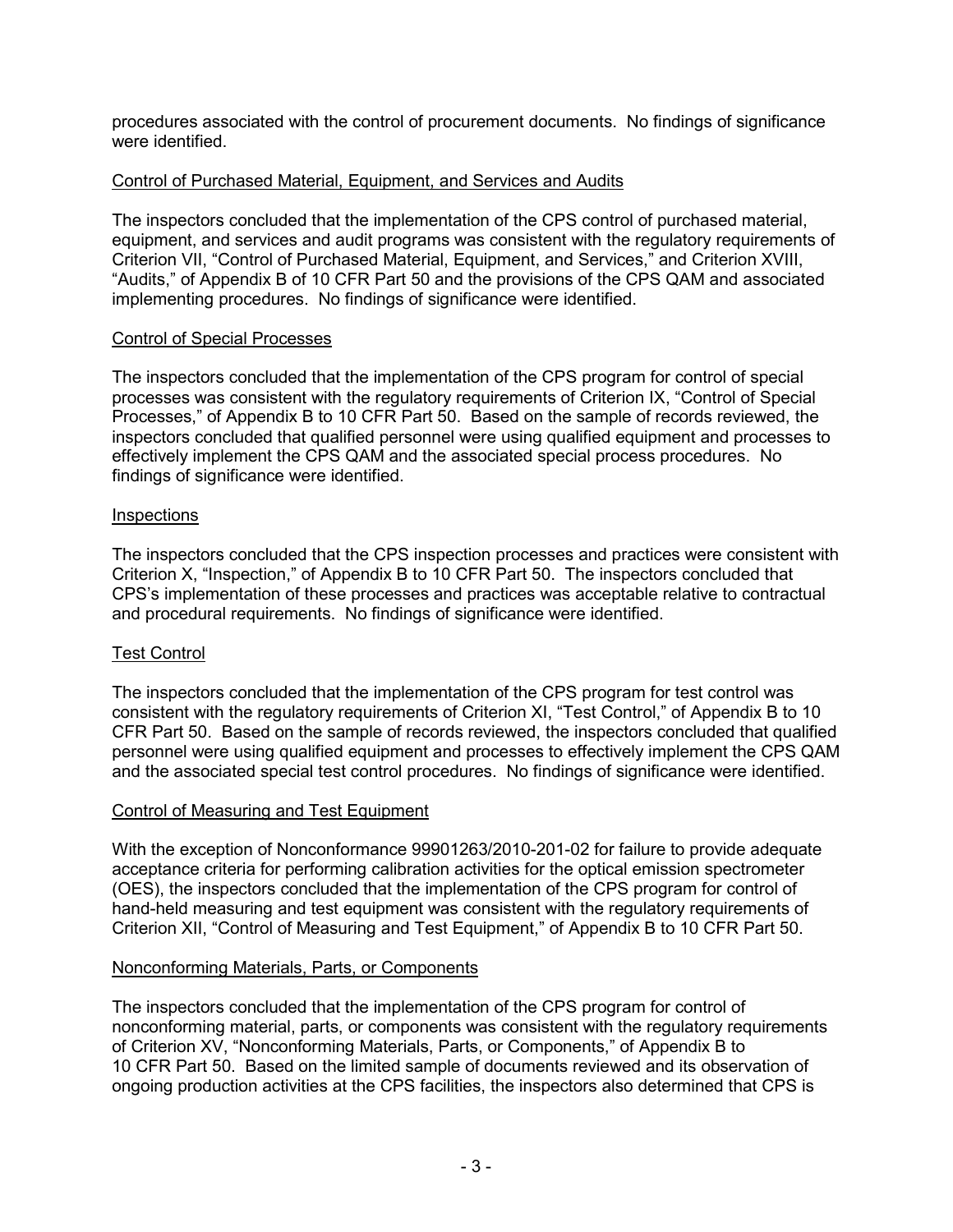procedures associated with the control of procurement documents. No findings of significance were identified.

## Control of Purchased Material, Equipment, and Services and Audits

The inspectors concluded that the implementation of the CPS control of purchased material, equipment, and services and audit programs was consistent with the regulatory requirements of Criterion VII, "Control of Purchased Material, Equipment, and Services," and Criterion XVIII, "Audits," of Appendix B of 10 CFR Part 50 and the provisions of the CPS QAM and associated implementing procedures. No findings of significance were identified.

## Control of Special Processes

The inspectors concluded that the implementation of the CPS program for control of special processes was consistent with the regulatory requirements of Criterion IX, "Control of Special Processes," of Appendix B to 10 CFR Part 50. Based on the sample of records reviewed, the inspectors concluded that qualified personnel were using qualified equipment and processes to effectively implement the CPS QAM and the associated special process procedures. No findings of significance were identified.

## Inspections

The inspectors concluded that the CPS inspection processes and practices were consistent with Criterion X, "Inspection," of Appendix B to 10 CFR Part 50. The inspectors concluded that CPS's implementation of these processes and practices was acceptable relative to contractual and procedural requirements. No findings of significance were identified.

## Test Control

The inspectors concluded that the implementation of the CPS program for test control was consistent with the regulatory requirements of Criterion XI, "Test Control," of Appendix B to 10 CFR Part 50. Based on the sample of records reviewed, the inspectors concluded that qualified personnel were using qualified equipment and processes to effectively implement the CPS QAM and the associated special test control procedures. No findings of significance were identified.

## Control of Measuring and Test Equipment

With the exception of Nonconformance 99901263/2010-201-02 for failure to provide adequate acceptance criteria for performing calibration activities for the optical emission spectrometer (OES), the inspectors concluded that the implementation of the CPS program for control of hand-held measuring and test equipment was consistent with the regulatory requirements of Criterion XII, "Control of Measuring and Test Equipment," of Appendix B to 10 CFR Part 50.

## Nonconforming Materials, Parts, or Components

The inspectors concluded that the implementation of the CPS program for control of nonconforming material, parts, or components was consistent with the regulatory requirements of Criterion XV, "Nonconforming Materials, Parts, or Components," of Appendix B to 10 CFR Part 50. Based on the limited sample of documents reviewed and its observation of ongoing production activities at the CPS facilities, the inspectors also determined that CPS is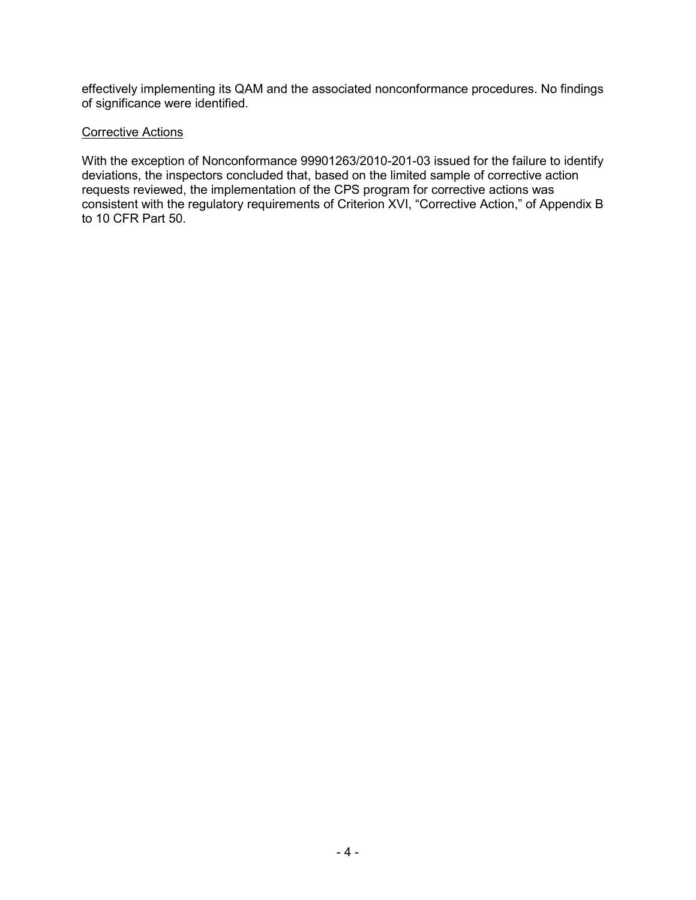effectively implementing its QAM and the associated nonconformance procedures. No findings of significance were identified.

Corrective Actions

With the exception of Nonconformance 99901263/2010-201-03 issued for the failure to identify deviations, the inspectors concluded that, based on the limited sample of corrective action requests reviewed, the implementation of the CPS program for corrective actions was consistent with the regulatory requirements of Criterion XVI, "Corrective Action," of Appendix B to 10 CFR Part 50.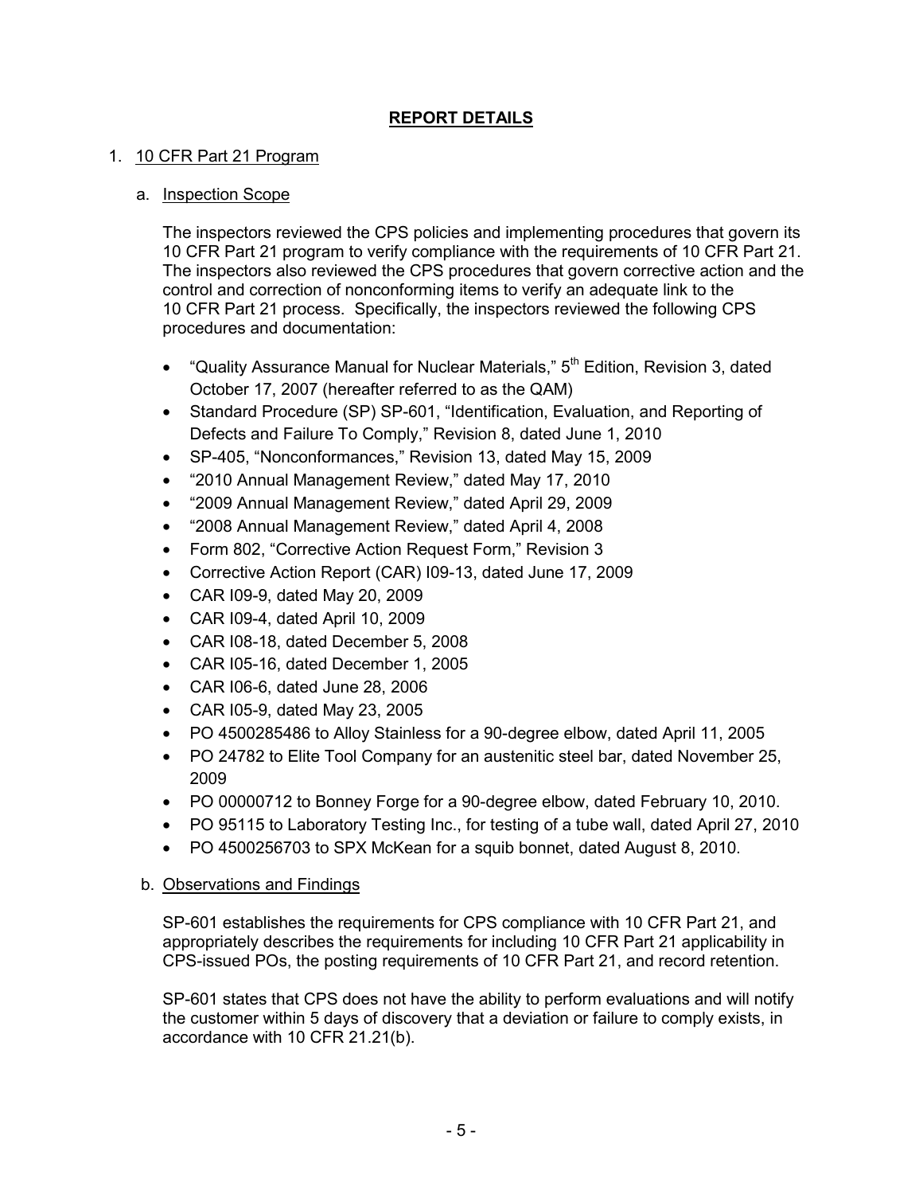# REPORT DETAILS

1. 10 CFR Part 21 Program

   a. Inspection Scope

   The inspectors reviewed the CPS policies and implementing procedures that govern its 10 CFR Part 21 program to verify compliance with the requirements of 10 CFR Part 21. The inspectors also reviewed the CPS procedures that govern corrective action and the control and correction of nonconforming items to verify an adequate link to the 10 CFR Part 21 process. Specifically, the inspectors reviewed the following CPS procedures and documentation:

   - "Quality Assurance Manual for Nuclear Materials," 5th Edition, Revision 3, dated October 17, 2007 (hereafter referred to as the QAM)
   - Standard Procedure (SP) SP-601, "Identification, Evaluation, and Reporting of Defects and Failure To Comply," Revision 8, dated June 1, 2010
   - SP-405, "Nonconformances," Revision 13, dated May 15, 2009
   - "2010 Annual Management Review," dated May 17, 2010
   - "2009 Annual Management Review," dated April 29, 2009
   - "2008 Annual Management Review," dated April 4, 2008
   - Form 802, "Corrective Action Request Form," Revision 3
   - Corrective Action Report (CAR) I09-13, dated June 17, 2009
   - CAR I09-9, dated May 20, 2009
   - CAR I09-4, dated April 10, 2009
   - CAR I08-18, dated December 5, 2008
   - CAR I05-16, dated December 1, 2005
   - CAR I06-6, dated June 28, 2006
   - CAR I05-9, dated May 23, 2005
   - PO 4500285486 to Alloy Stainless for a 90-degree elbow, dated April 11, 2005
   - PO 24782 to Elite Tool Company for an austenitic steel bar, dated November 25, 2009
   - PO 00000712 to Bonney Forge for a 90-degree elbow, dated February 10, 2010.
   - PO 95115 to Laboratory Testing Inc., for testing of a tube wall, dated April 27, 2010
   - PO 4500256703 to SPX McKean for a squib bonnet, dated August 8, 2010.

   b. Observations and Findings

   SP-601 establishes the requirements for CPS compliance with 10 CFR Part 21, and appropriately describes the requirements for including 10 CFR Part 21 applicability in CPS-issued POs, the posting requirements of 10 CFR Part 21, and record retention.

   SP-601 states that CPS does not have the ability to perform evaluations and will notify the customer within 5 days of discovery that a deviation or failure to comply exists, in accordance with 10 CFR 21.21(b).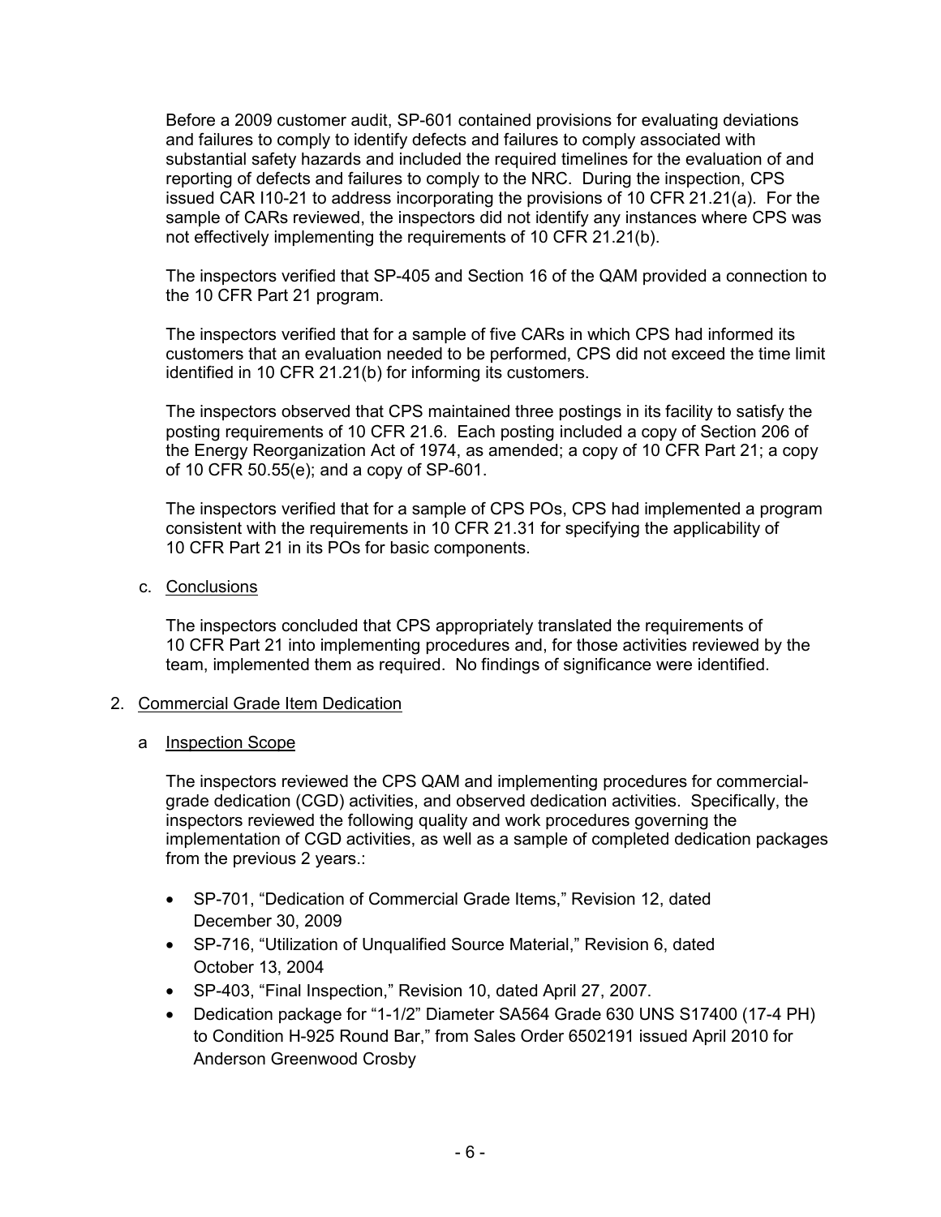Before a 2009 customer audit, SP-601 contained provisions for evaluating deviations and failures to comply to identify defects and failures to comply associated with substantial safety hazards and included the required timelines for the evaluation of and reporting of defects and failures to comply to the NRC. During the inspection, CPS issued CAR I10-21 to address incorporating the provisions of 10 CFR 21.21(a). For the sample of CARs reviewed, the inspectors did not identify any instances where CPS was not effectively implementing the requirements of 10 CFR 21.21(b).

The inspectors verified that SP-405 and Section 16 of the QAM provided a connection to the 10 CFR Part 21 program.

The inspectors verified that for a sample of five CARs in which CPS had informed its customers that an evaluation needed to be performed, CPS did not exceed the time limit identified in 10 CFR 21.21(b) for informing its customers.

The inspectors observed that CPS maintained three postings in its facility to satisfy the posting requirements of 10 CFR 21.6. Each posting included a copy of Section 206 of the Energy Reorganization Act of 1974, as amended; a copy of 10 CFR Part 21; a copy of 10 CFR 50.55(e); and a copy of SP-601.

The inspectors verified that for a sample of CPS POs, CPS had implemented a program consistent with the requirements in 10 CFR 21.31 for specifying the applicability of 10 CFR Part 21 in its POs for basic components.

c. Conclusions

The inspectors concluded that CPS appropriately translated the requirements of 10 CFR Part 21 into implementing procedures and, for those activities reviewed by the team, implemented them as required. No findings of significance were identified.

## 2. Commercial Grade Item Dedication

a Inspection Scope

The inspectors reviewed the CPS QAM and implementing procedures for commercial-grade dedication (CGD) activities, and observed dedication activities. Specifically, the inspectors reviewed the following quality and work procedures governing the implementation of CGD activities, as well as a sample of completed dedication packages from the previous 2 years.:

- SP-701, "Dedication of Commercial Grade Items," Revision 12, dated December 30, 2009
- SP-716, "Utilization of Unqualified Source Material," Revision 6, dated October 13, 2004
- SP-403, "Final Inspection," Revision 10, dated April 27, 2007.
- Dedication package for "1-1/2" Diameter SA564 Grade 630 UNS S17400 (17-4 PH) to Condition H-925 Round Bar," from Sales Order 6502191 issued April 2010 for Anderson Greenwood Crosby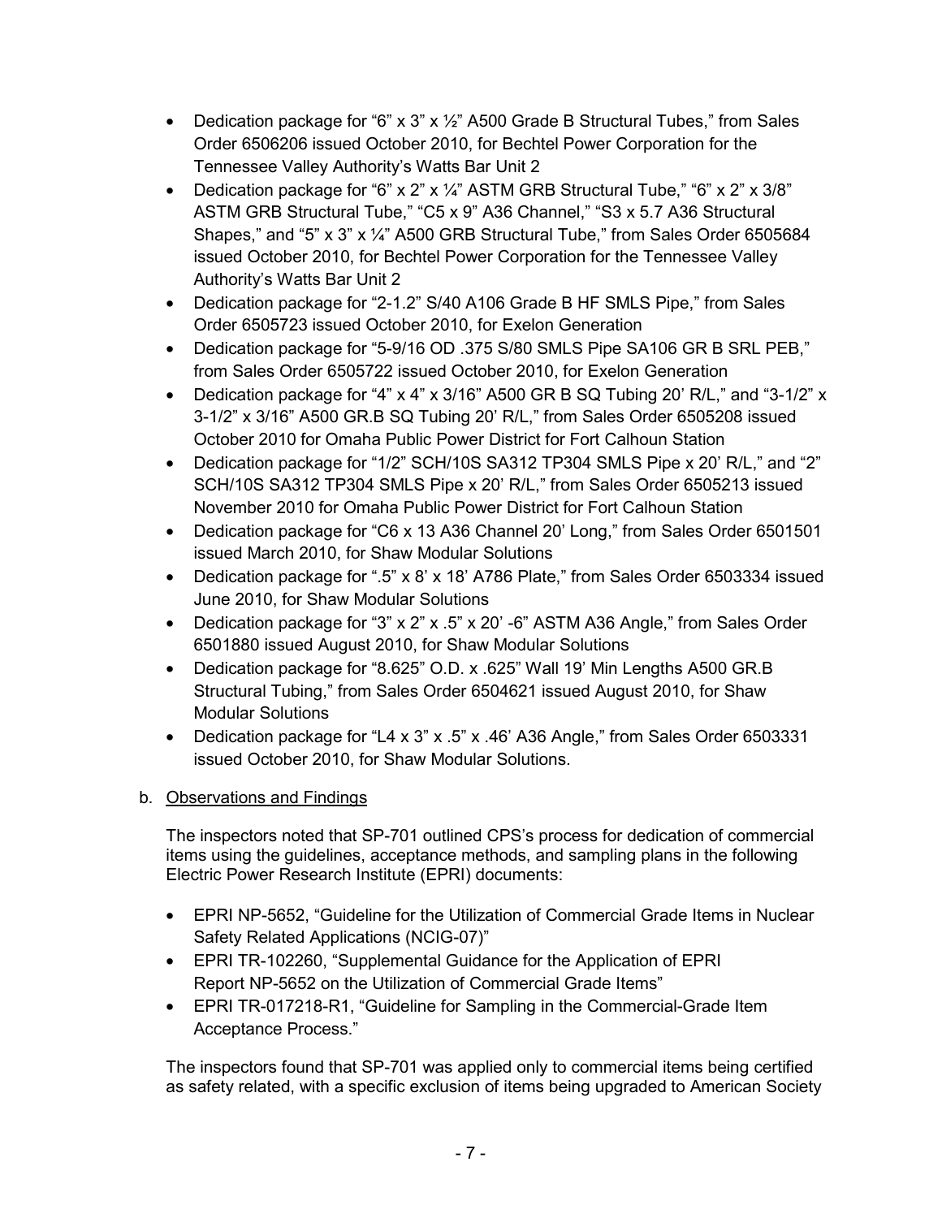- Dedication package for "6" x 3" x ½" A500 Grade B Structural Tubes," from Sales Order 6506206 issued October 2010, for Bechtel Power Corporation for the Tennessee Valley Authority's Watts Bar Unit 2
- Dedication package for "6" x 2" x ¼" ASTM GRB Structural Tube," "6" x 2" x 3/8" ASTM GRB Structural Tube," "C5 x 9" A36 Channel," "S3 x 5.7 A36 Structural Shapes," and "5" x 3" x ¼" A500 GRB Structural Tube," from Sales Order 6505684 issued October 2010, for Bechtel Power Corporation for the Tennessee Valley Authority's Watts Bar Unit 2
- Dedication package for "2-1.2" S/40 A106 Grade B HF SMLS Pipe," from Sales Order 6505723 issued October 2010, for Exelon Generation
- Dedication package for "5-9/16 OD .375 S/80 SMLS Pipe SA106 GR B SRL PEB," from Sales Order 6505722 issued October 2010, for Exelon Generation
- Dedication package for "4" x 4" x 3/16" A500 GR B SQ Tubing 20' R/L," and "3-1/2" x 3-1/2" x 3/16" A500 GR.B SQ Tubing 20' R/L," from Sales Order 6505208 issued October 2010 for Omaha Public Power District for Fort Calhoun Station
- Dedication package for "1/2" SCH/10S SA312 TP304 SMLS Pipe x 20' R/L," and "2" SCH/10S SA312 TP304 SMLS Pipe x 20' R/L," from Sales Order 6505213 issued November 2010 for Omaha Public Power District for Fort Calhoun Station
- Dedication package for "C6 x 13 A36 Channel 20' Long," from Sales Order 6501501 issued March 2010, for Shaw Modular Solutions
- Dedication package for ".5" x 8' x 18' A786 Plate," from Sales Order 6503334 issued June 2010, for Shaw Modular Solutions
- Dedication package for "3" x 2" x .5" x 20' -6" ASTM A36 Angle," from Sales Order 6501880 issued August 2010, for Shaw Modular Solutions
- Dedication package for "8.625" O.D. x .625" Wall 19' Min Lengths A500 GR.B Structural Tubing," from Sales Order 6504621 issued August 2010, for Shaw Modular Solutions
- Dedication package for "L4 x 3" x .5" x .46' A36 Angle," from Sales Order 6503331 issued October 2010, for Shaw Modular Solutions.

b. Observations and Findings

The inspectors noted that SP-701 outlined CPS's process for dedication of commercial items using the guidelines, acceptance methods, and sampling plans in the following Electric Power Research Institute (EPRI) documents:

- EPRI NP-5652, "Guideline for the Utilization of Commercial Grade Items in Nuclear Safety Related Applications (NCIG-07)"
- EPRI TR-102260, "Supplemental Guidance for the Application of EPRI Report NP-5652 on the Utilization of Commercial Grade Items"
- EPRI TR-017218-R1, "Guideline for Sampling in the Commercial-Grade Item Acceptance Process."

The inspectors found that SP-701 was applied only to commercial items being certified as safety related, with a specific exclusion of items being upgraded to American Society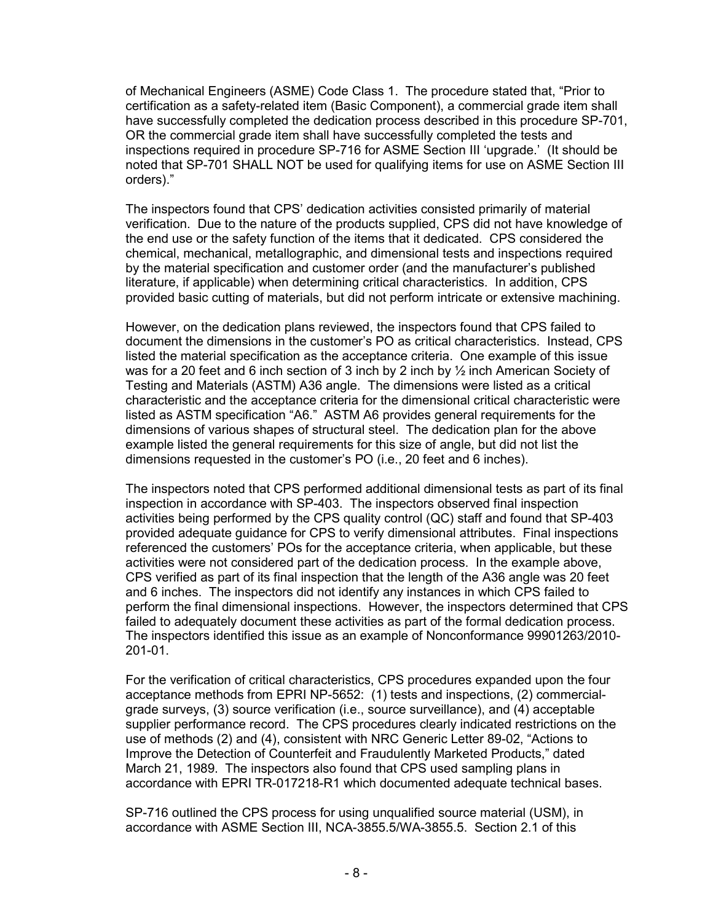of Mechanical Engineers (ASME) Code Class 1. The procedure stated that, "Prior to certification as a safety-related item (Basic Component), a commercial grade item shall have successfully completed the dedication process described in this procedure SP-701, OR the commercial grade item shall have successfully completed the tests and inspections required in procedure SP-716 for ASME Section III 'upgrade.' (It should be noted that SP-701 SHALL NOT be used for qualifying items for use on ASME Section III orders)."

The inspectors found that CPS' dedication activities consisted primarily of material verification. Due to the nature of the products supplied, CPS did not have knowledge of the end use or the safety function of the items that it dedicated. CPS considered the chemical, mechanical, metallographic, and dimensional tests and inspections required by the material specification and customer order (and the manufacturer's published literature, if applicable) when determining critical characteristics. In addition, CPS provided basic cutting of materials, but did not perform intricate or extensive machining.

However, on the dedication plans reviewed, the inspectors found that CPS failed to document the dimensions in the customer's PO as critical characteristics. Instead, CPS listed the material specification as the acceptance criteria. One example of this issue was for a 20 feet and 6 inch section of 3 inch by 2 inch by ½ inch American Society of Testing and Materials (ASTM) A36 angle. The dimensions were listed as a critical characteristic and the acceptance criteria for the dimensional critical characteristic were listed as ASTM specification "A6." ASTM A6 provides general requirements for the dimensions of various shapes of structural steel. The dedication plan for the above example listed the general requirements for this size of angle, but did not list the dimensions requested in the customer's PO (i.e., 20 feet and 6 inches).

The inspectors noted that CPS performed additional dimensional tests as part of its final inspection in accordance with SP-403. The inspectors observed final inspection activities being performed by the CPS quality control (QC) staff and found that SP-403 provided adequate guidance for CPS to verify dimensional attributes. Final inspections referenced the customers' POs for the acceptance criteria, when applicable, but these activities were not considered part of the dedication process. In the example above, CPS verified as part of its final inspection that the length of the A36 angle was 20 feet and 6 inches. The inspectors did not identify any instances in which CPS failed to perform the final dimensional inspections. However, the inspectors determined that CPS failed to adequately document these activities as part of the formal dedication process. The inspectors identified this issue as an example of Nonconformance 99901263/2010-201-01.

For the verification of critical characteristics, CPS procedures expanded upon the four acceptance methods from EPRI NP-5652: (1) tests and inspections, (2) commercial-grade surveys, (3) source verification (i.e., source surveillance), and (4) acceptable supplier performance record. The CPS procedures clearly indicated restrictions on the use of methods (2) and (4), consistent with NRC Generic Letter 89-02, "Actions to Improve the Detection of Counterfeit and Fraudulently Marketed Products," dated March 21, 1989. The inspectors also found that CPS used sampling plans in accordance with EPRI TR-017218-R1 which documented adequate technical bases.

SP-716 outlined the CPS process for using unqualified source material (USM), in accordance with ASME Section III, NCA-3855.5/WA-3855.5. Section 2.1 of this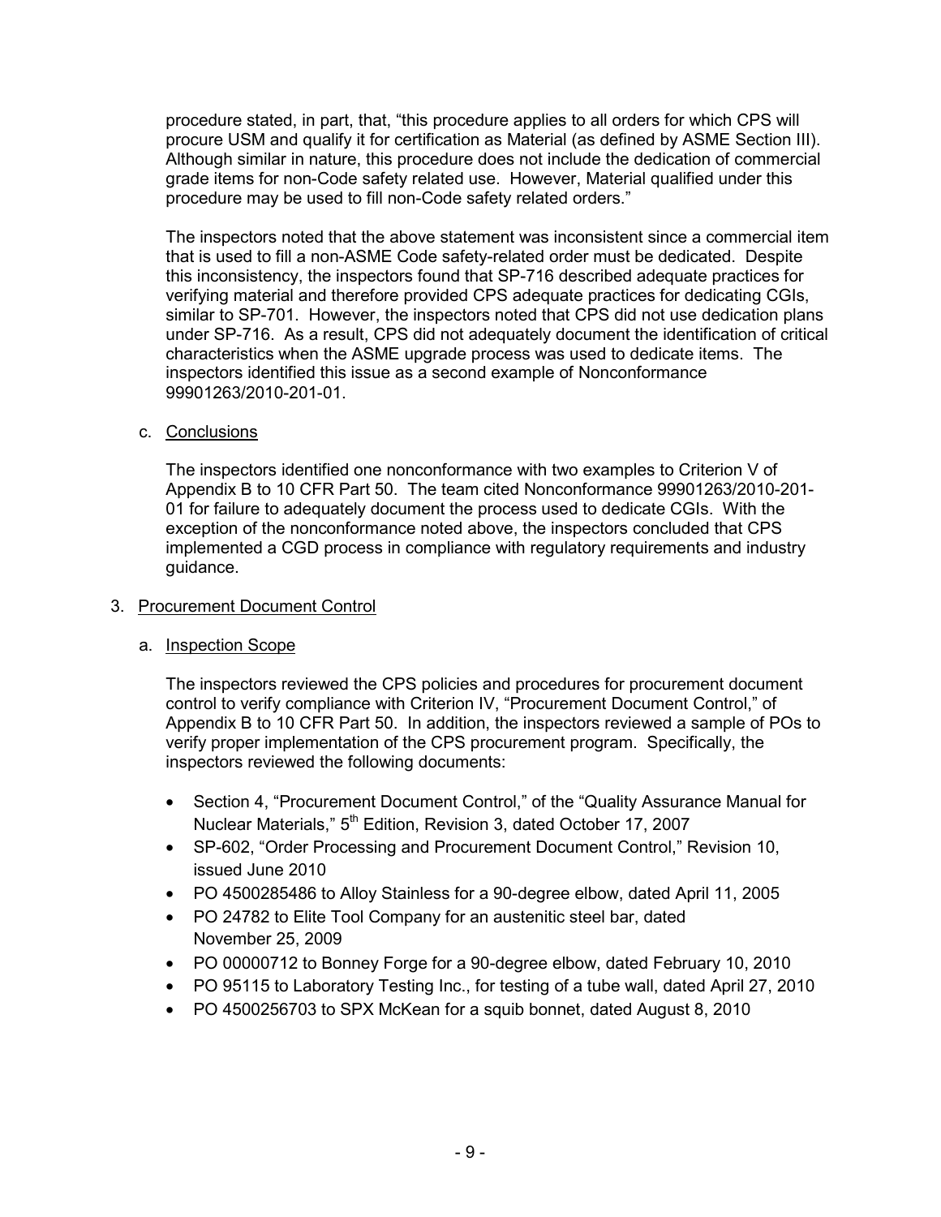procedure stated, in part, that, "this procedure applies to all orders for which CPS will procure USM and qualify it for certification as Material (as defined by ASME Section III). Although similar in nature, this procedure does not include the dedication of commercial grade items for non-Code safety related use. However, Material qualified under this procedure may be used to fill non-Code safety related orders."

The inspectors noted that the above statement was inconsistent since a commercial item that is used to fill a non-ASME Code safety-related order must be dedicated. Despite this inconsistency, the inspectors found that SP-716 described adequate practices for verifying material and therefore provided CPS adequate practices for dedicating CGIs, similar to SP-701. However, the inspectors noted that CPS did not use dedication plans under SP-716. As a result, CPS did not adequately document the identification of critical characteristics when the ASME upgrade process was used to dedicate items. The inspectors identified this issue as a second example of Nonconformance 99901263/2010-201-01.

c. Conclusions

The inspectors identified one nonconformance with two examples to Criterion V of Appendix B to 10 CFR Part 50. The team cited Nonconformance 99901263/2010-201-01 for failure to adequately document the process used to dedicate CGIs. With the exception of the nonconformance noted above, the inspectors concluded that CPS implemented a CGD process in compliance with regulatory requirements and industry guidance.

3. Procurement Document Control

a. Inspection Scope

The inspectors reviewed the CPS policies and procedures for procurement document control to verify compliance with Criterion IV, "Procurement Document Control," of Appendix B to 10 CFR Part 50. In addition, the inspectors reviewed a sample of POs to verify proper implementation of the CPS procurement program. Specifically, the inspectors reviewed the following documents:

- Section 4, "Procurement Document Control," of the "Quality Assurance Manual for Nuclear Materials," 5th Edition, Revision 3, dated October 17, 2007
- SP-602, "Order Processing and Procurement Document Control," Revision 10, issued June 2010
- PO 4500285486 to Alloy Stainless for a 90-degree elbow, dated April 11, 2005
- PO 24782 to Elite Tool Company for an austenitic steel bar, dated November 25, 2009
- PO 00000712 to Bonney Forge for a 90-degree elbow, dated February 10, 2010
- PO 95115 to Laboratory Testing Inc., for testing of a tube wall, dated April 27, 2010
- PO 4500256703 to SPX McKean for a squib bonnet, dated August 8, 2010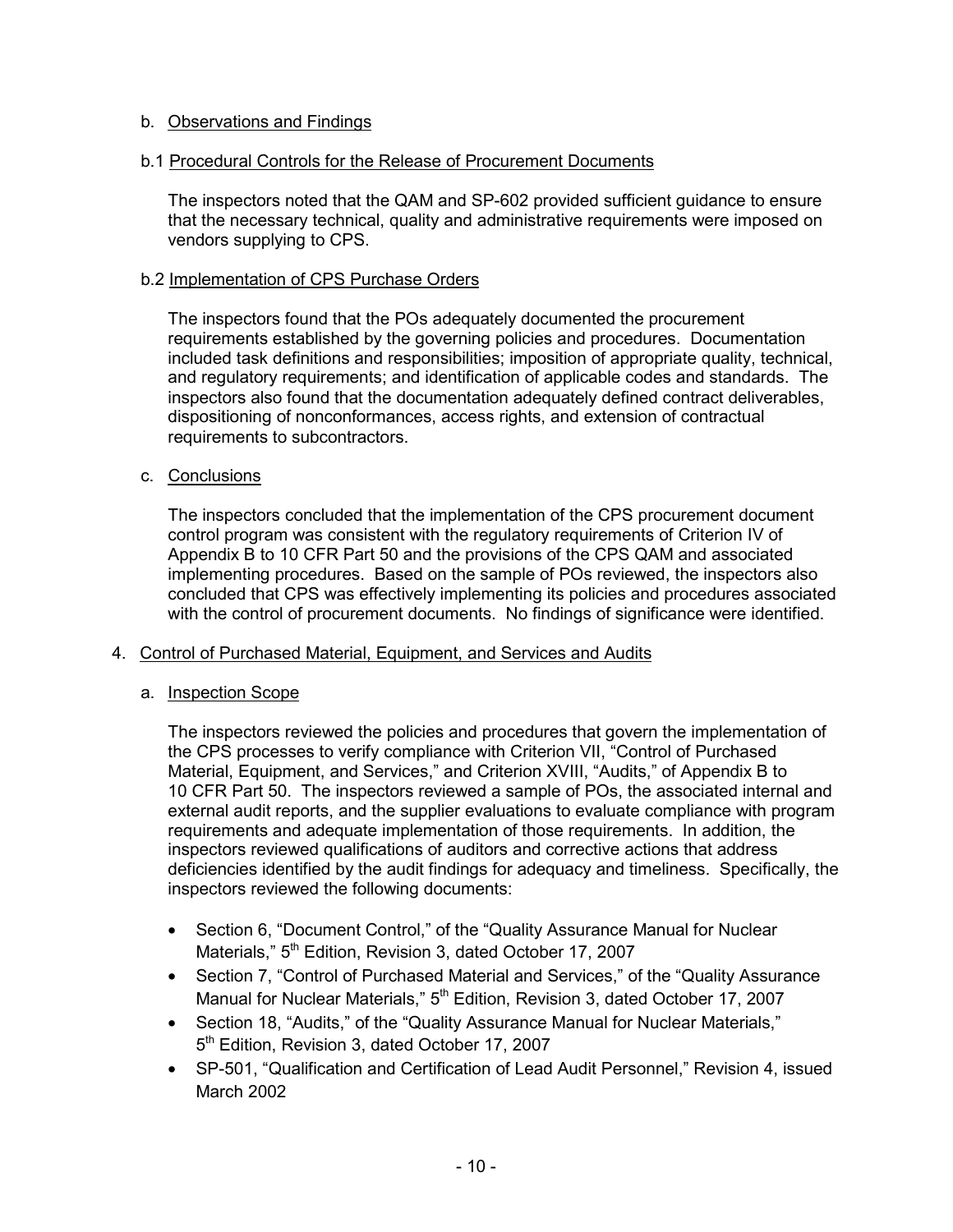b. Observations and Findings

b.1 Procedural Controls for the Release of Procurement Documents

The inspectors noted that the QAM and SP-602 provided sufficient guidance to ensure that the necessary technical, quality and administrative requirements were imposed on vendors supplying to CPS.

b.2 Implementation of CPS Purchase Orders

The inspectors found that the POs adequately documented the procurement requirements established by the governing policies and procedures. Documentation included task definitions and responsibilities; imposition of appropriate quality, technical, and regulatory requirements; and identification of applicable codes and standards. The inspectors also found that the documentation adequately defined contract deliverables, dispositioning of nonconformances, access rights, and extension of contractual requirements to subcontractors.

c. Conclusions

The inspectors concluded that the implementation of the CPS procurement document control program was consistent with the regulatory requirements of Criterion IV of Appendix B to 10 CFR Part 50 and the provisions of the CPS QAM and associated implementing procedures. Based on the sample of POs reviewed, the inspectors also concluded that CPS was effectively implementing its policies and procedures associated with the control of procurement documents. No findings of significance were identified.

4. Control of Purchased Material, Equipment, and Services and Audits

a. Inspection Scope

The inspectors reviewed the policies and procedures that govern the implementation of the CPS processes to verify compliance with Criterion VII, "Control of Purchased Material, Equipment, and Services," and Criterion XVIII, "Audits," of Appendix B to 10 CFR Part 50. The inspectors reviewed a sample of POs, the associated internal and external audit reports, and the supplier evaluations to evaluate compliance with program requirements and adequate implementation of those requirements. In addition, the inspectors reviewed qualifications of auditors and corrective actions that address deficiencies identified by the audit findings for adequacy and timeliness. Specifically, the inspectors reviewed the following documents:

- Section 6, "Document Control," of the "Quality Assurance Manual for Nuclear Materials," 5th Edition, Revision 3, dated October 17, 2007
- Section 7, "Control of Purchased Material and Services," of the "Quality Assurance Manual for Nuclear Materials," 5th Edition, Revision 3, dated October 17, 2007
- Section 18, "Audits," of the "Quality Assurance Manual for Nuclear Materials," 5th Edition, Revision 3, dated October 17, 2007
- SP-501, "Qualification and Certification of Lead Audit Personnel," Revision 4, issued March 2002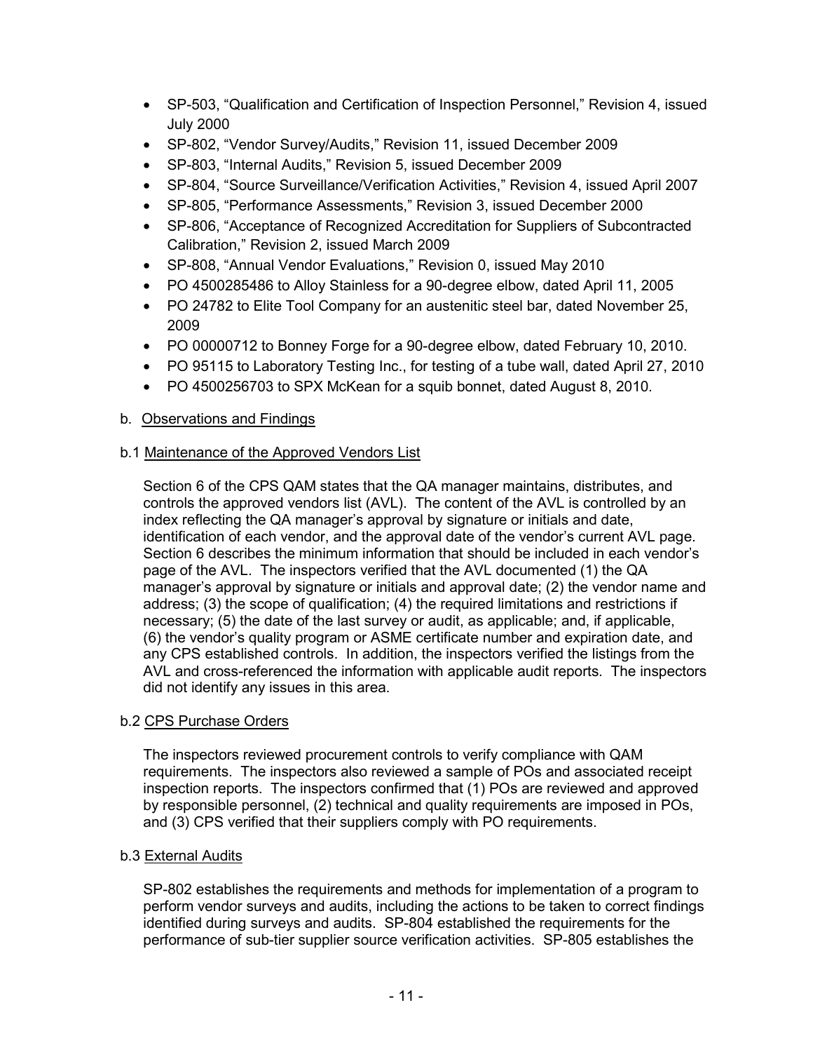- SP-503, "Qualification and Certification of Inspection Personnel," Revision 4, issued July 2000
- SP-802, "Vendor Survey/Audits," Revision 11, issued December 2009
- SP-803, "Internal Audits," Revision 5, issued December 2009
- SP-804, "Source Surveillance/Verification Activities," Revision 4, issued April 2007
- SP-805, "Performance Assessments," Revision 3, issued December 2000
- SP-806, "Acceptance of Recognized Accreditation for Suppliers of Subcontracted Calibration," Revision 2, issued March 2009
- SP-808, "Annual Vendor Evaluations," Revision 0, issued May 2010
- PO 4500285486 to Alloy Stainless for a 90-degree elbow, dated April 11, 2005
- PO 24782 to Elite Tool Company for an austenitic steel bar, dated November 25, 2009
- PO 00000712 to Bonney Forge for a 90-degree elbow, dated February 10, 2010.
- PO 95115 to Laboratory Testing Inc., for testing of a tube wall, dated April 27, 2010
- PO 4500256703 to SPX McKean for a squib bonnet, dated August 8, 2010.

b. Observations and Findings

b.1 Maintenance of the Approved Vendors List

Section 6 of the CPS QAM states that the QA manager maintains, distributes, and controls the approved vendors list (AVL). The content of the AVL is controlled by an index reflecting the QA manager's approval by signature or initials and date, identification of each vendor, and the approval date of the vendor's current AVL page. Section 6 describes the minimum information that should be included in each vendor's page of the AVL. The inspectors verified that the AVL documented (1) the QA manager's approval by signature or initials and approval date; (2) the vendor name and address; (3) the scope of qualification; (4) the required limitations and restrictions if necessary; (5) the date of the last survey or audit, as applicable; and, if applicable, (6) the vendor's quality program or ASME certificate number and expiration date, and any CPS established controls. In addition, the inspectors verified the listings from the AVL and cross-referenced the information with applicable audit reports. The inspectors did not identify any issues in this area.

b.2 CPS Purchase Orders

The inspectors reviewed procurement controls to verify compliance with QAM requirements. The inspectors also reviewed a sample of POs and associated receipt inspection reports. The inspectors confirmed that (1) POs are reviewed and approved by responsible personnel, (2) technical and quality requirements are imposed in POs, and (3) CPS verified that their suppliers comply with PO requirements.

b.3 External Audits

SP-802 establishes the requirements and methods for implementation of a program to perform vendor surveys and audits, including the actions to be taken to correct findings identified during surveys and audits. SP-804 established the requirements for the performance of sub-tier supplier source verification activities. SP-805 establishes the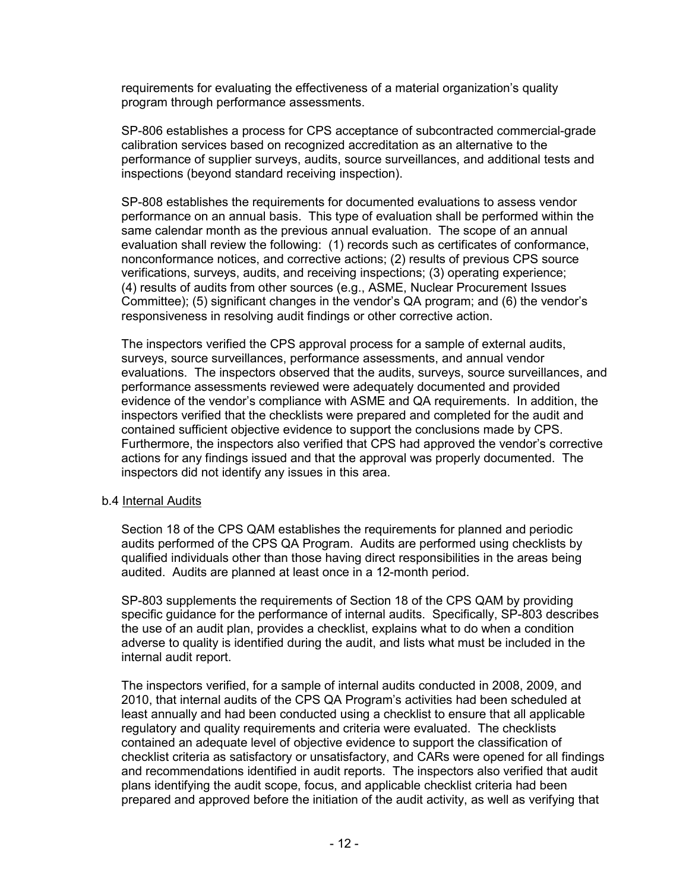requirements for evaluating the effectiveness of a material organization's quality program through performance assessments.

SP-806 establishes a process for CPS acceptance of subcontracted commercial-grade calibration services based on recognized accreditation as an alternative to the performance of supplier surveys, audits, source surveillances, and additional tests and inspections (beyond standard receiving inspection).

SP-808 establishes the requirements for documented evaluations to assess vendor performance on an annual basis. This type of evaluation shall be performed within the same calendar month as the previous annual evaluation. The scope of an annual evaluation shall review the following: (1) records such as certificates of conformance, nonconformance notices, and corrective actions; (2) results of previous CPS source verifications, surveys, audits, and receiving inspections; (3) operating experience; (4) results of audits from other sources (e.g., ASME, Nuclear Procurement Issues Committee); (5) significant changes in the vendor's QA program; and (6) the vendor's responsiveness in resolving audit findings or other corrective action.

The inspectors verified the CPS approval process for a sample of external audits, surveys, source surveillances, performance assessments, and annual vendor evaluations. The inspectors observed that the audits, surveys, source surveillances, and performance assessments reviewed were adequately documented and provided evidence of the vendor's compliance with ASME and QA requirements. In addition, the inspectors verified that the checklists were prepared and completed for the audit and contained sufficient objective evidence to support the conclusions made by CPS. Furthermore, the inspectors also verified that CPS had approved the vendor's corrective actions for any findings issued and that the approval was properly documented. The inspectors did not identify any issues in this area.

b.4 Internal Audits

Section 18 of the CPS QAM establishes the requirements for planned and periodic audits performed of the CPS QA Program. Audits are performed using checklists by qualified individuals other than those having direct responsibilities in the areas being audited. Audits are planned at least once in a 12-month period.

SP-803 supplements the requirements of Section 18 of the CPS QAM by providing specific guidance for the performance of internal audits. Specifically, SP-803 describes the use of an audit plan, provides a checklist, explains what to do when a condition adverse to quality is identified during the audit, and lists what must be included in the internal audit report.

The inspectors verified, for a sample of internal audits conducted in 2008, 2009, and 2010, that internal audits of the CPS QA Program's activities had been scheduled at least annually and had been conducted using a checklist to ensure that all applicable regulatory and quality requirements and criteria were evaluated. The checklists contained an adequate level of objective evidence to support the classification of checklist criteria as satisfactory or unsatisfactory, and CARs were opened for all findings and recommendations identified in audit reports. The inspectors also verified that audit plans identifying the audit scope, focus, and applicable checklist criteria had been prepared and approved before the initiation of the audit activity, as well as verifying that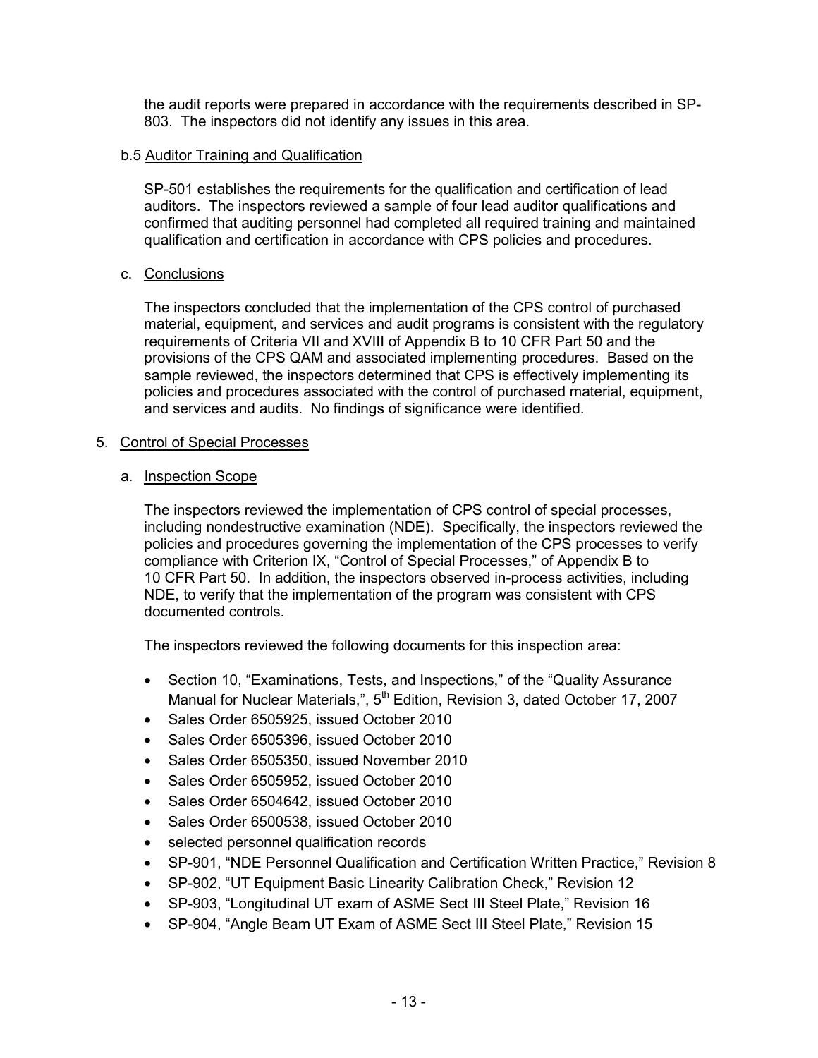the audit reports were prepared in accordance with the requirements described in SP-803. The inspectors did not identify any issues in this area.

b.5 Auditor Training and Qualification

SP-501 establishes the requirements for the qualification and certification of lead auditors. The inspectors reviewed a sample of four lead auditor qualifications and confirmed that auditing personnel had completed all required training and maintained qualification and certification in accordance with CPS policies and procedures.

c. Conclusions

The inspectors concluded that the implementation of the CPS control of purchased material, equipment, and services and audit programs is consistent with the regulatory requirements of Criteria VII and XVIII of Appendix B to 10 CFR Part 50 and the provisions of the CPS QAM and associated implementing procedures. Based on the sample reviewed, the inspectors determined that CPS is effectively implementing its policies and procedures associated with the control of purchased material, equipment, and services and audits. No findings of significance were identified.

5. Control of Special Processes

a. Inspection Scope

The inspectors reviewed the implementation of CPS control of special processes, including nondestructive examination (NDE). Specifically, the inspectors reviewed the policies and procedures governing the implementation of the CPS processes to verify compliance with Criterion IX, "Control of Special Processes," of Appendix B to 10 CFR Part 50. In addition, the inspectors observed in-process activities, including NDE, to verify that the implementation of the program was consistent with CPS documented controls.

The inspectors reviewed the following documents for this inspection area:

- Section 10, "Examinations, Tests, and Inspections," of the "Quality Assurance Manual for Nuclear Materials,", 5th Edition, Revision 3, dated October 17, 2007
- Sales Order 6505925, issued October 2010
- Sales Order 6505396, issued October 2010
- Sales Order 6505350, issued November 2010
- Sales Order 6505952, issued October 2010
- Sales Order 6504642, issued October 2010
- Sales Order 6500538, issued October 2010
- selected personnel qualification records
- SP-901, "NDE Personnel Qualification and Certification Written Practice," Revision 8
- SP-902, "UT Equipment Basic Linearity Calibration Check," Revision 12
- SP-903, "Longitudinal UT exam of ASME Sect III Steel Plate," Revision 16
- SP-904, "Angle Beam UT Exam of ASME Sect III Steel Plate," Revision 15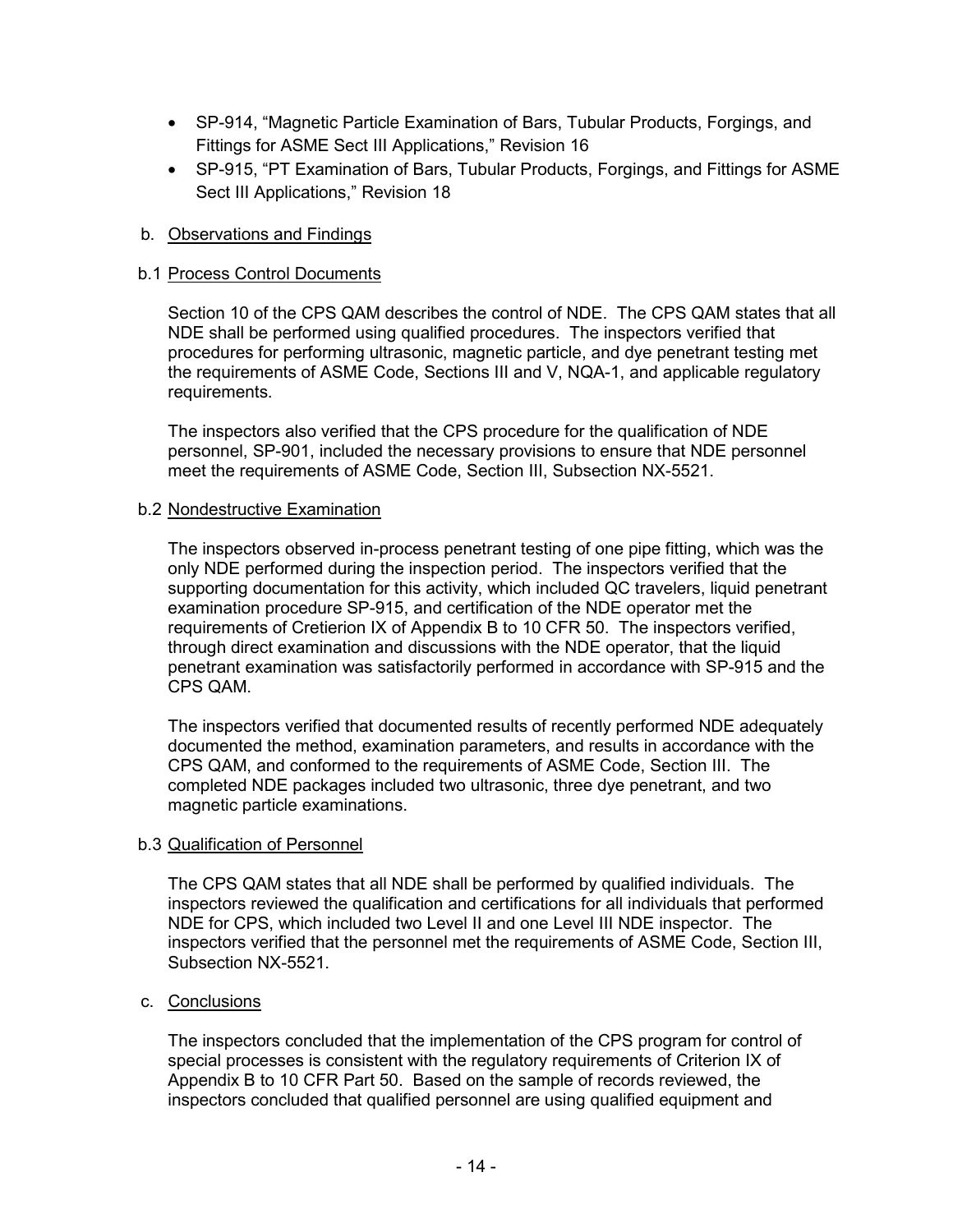- SP-914, "Magnetic Particle Examination of Bars, Tubular Products, Forgings, and Fittings for ASME Sect III Applications," Revision 16
- SP-915, "PT Examination of Bars, Tubular Products, Forgings, and Fittings for ASME Sect III Applications," Revision 18

b. Observations and Findings

b.1 Process Control Documents

Section 10 of the CPS QAM describes the control of NDE. The CPS QAM states that all NDE shall be performed using qualified procedures. The inspectors verified that procedures for performing ultrasonic, magnetic particle, and dye penetrant testing met the requirements of ASME Code, Sections III and V, NQA-1, and applicable regulatory requirements.

The inspectors also verified that the CPS procedure for the qualification of NDE personnel, SP-901, included the necessary provisions to ensure that NDE personnel meet the requirements of ASME Code, Section III, Subsection NX-5521.

b.2 Nondestructive Examination

The inspectors observed in-process penetrant testing of one pipe fitting, which was the only NDE performed during the inspection period. The inspectors verified that the supporting documentation for this activity, which included QC travelers, liquid penetrant examination procedure SP-915, and certification of the NDE operator met the requirements of Cretierion IX of Appendix B to 10 CFR 50. The inspectors verified, through direct examination and discussions with the NDE operator, that the liquid penetrant examination was satisfactorily performed in accordance with SP-915 and the CPS QAM.

The inspectors verified that documented results of recently performed NDE adequately documented the method, examination parameters, and results in accordance with the CPS QAM, and conformed to the requirements of ASME Code, Section III. The completed NDE packages included two ultrasonic, three dye penetrant, and two magnetic particle examinations.

b.3 Qualification of Personnel

The CPS QAM states that all NDE shall be performed by qualified individuals. The inspectors reviewed the qualification and certifications for all individuals that performed NDE for CPS, which included two Level II and one Level III NDE inspector. The inspectors verified that the personnel met the requirements of ASME Code, Section III, Subsection NX-5521.

c. Conclusions

The inspectors concluded that the implementation of the CPS program for control of special processes is consistent with the regulatory requirements of Criterion IX of Appendix B to 10 CFR Part 50. Based on the sample of records reviewed, the inspectors concluded that qualified personnel are using qualified equipment and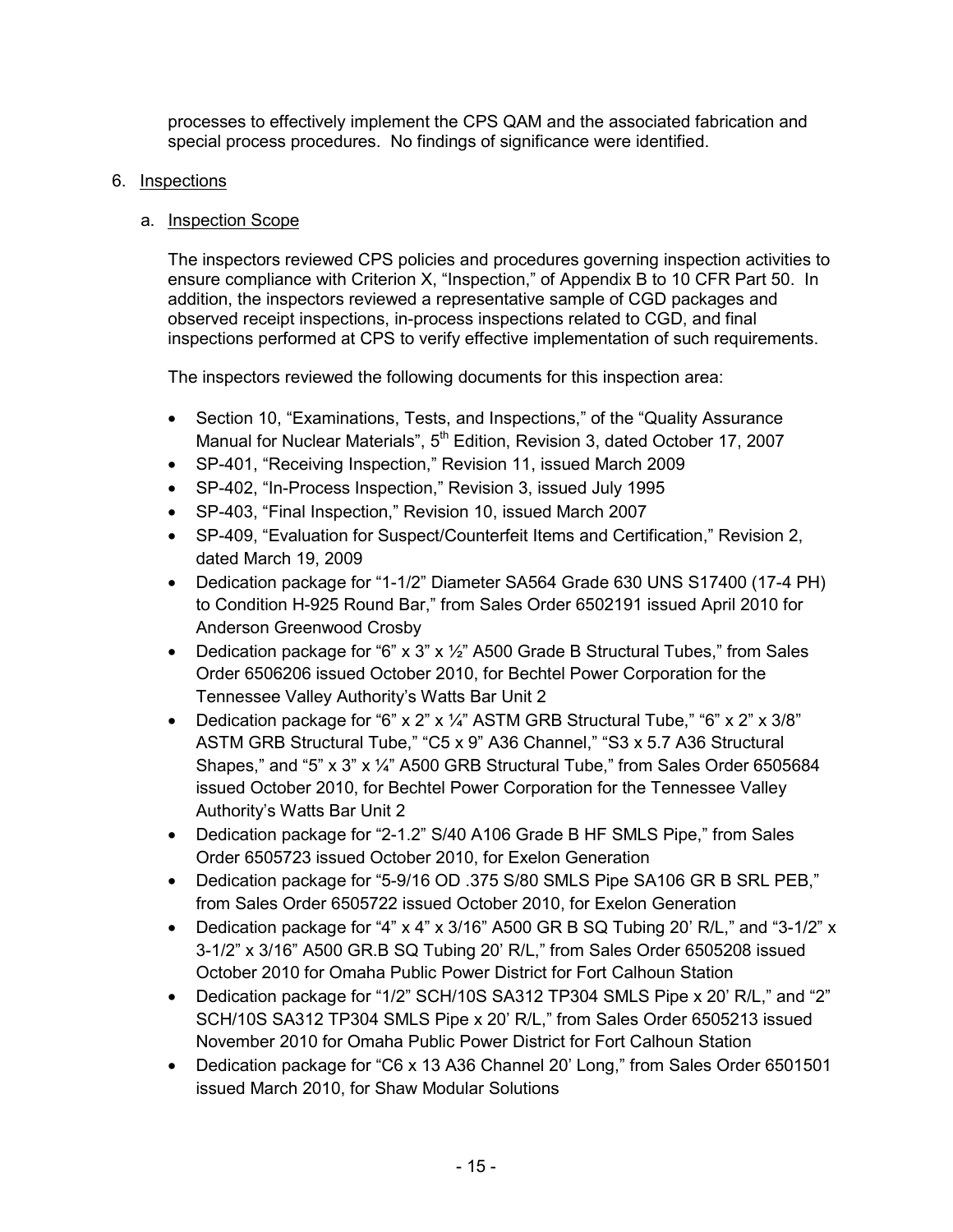processes to effectively implement the CPS QAM and the associated fabrication and special process procedures. No findings of significance were identified.

6. Inspections

   a. Inspection Scope

   The inspectors reviewed CPS policies and procedures governing inspection activities to ensure compliance with Criterion X, "Inspection," of Appendix B to 10 CFR Part 50. In addition, the inspectors reviewed a representative sample of CGD packages and observed receipt inspections, in-process inspections related to CGD, and final inspections performed at CPS to verify effective implementation of such requirements.

   The inspectors reviewed the following documents for this inspection area:

   - Section 10, "Examinations, Tests, and Inspections," of the "Quality Assurance Manual for Nuclear Materials", 5th Edition, Revision 3, dated October 17, 2007
   - SP-401, "Receiving Inspection," Revision 11, issued March 2009
   - SP-402, "In-Process Inspection," Revision 3, issued July 1995
   - SP-403, "Final Inspection," Revision 10, issued March 2007
   - SP-409, "Evaluation for Suspect/Counterfeit Items and Certification," Revision 2, dated March 19, 2009
   - Dedication package for "1-1/2" Diameter SA564 Grade 630 UNS S17400 (17-4 PH) to Condition H-925 Round Bar," from Sales Order 6502191 issued April 2010 for Anderson Greenwood Crosby
   - Dedication package for "6" x 3" x ½" A500 Grade B Structural Tubes," from Sales Order 6506206 issued October 2010, for Bechtel Power Corporation for the Tennessee Valley Authority's Watts Bar Unit 2
   - Dedication package for "6" x 2" x ¼" ASTM GRB Structural Tube," "6" x 2" x 3/8" ASTM GRB Structural Tube," "C5 x 9" A36 Channel," "S3 x 5.7 A36 Structural Shapes," and "5" x 3" x ¼" A500 GRB Structural Tube," from Sales Order 6505684 issued October 2010, for Bechtel Power Corporation for the Tennessee Valley Authority's Watts Bar Unit 2
   - Dedication package for "2-1.2" S/40 A106 Grade B HF SMLS Pipe," from Sales Order 6505723 issued October 2010, for Exelon Generation
   - Dedication package for "5-9/16 OD .375 S/80 SMLS Pipe SA106 GR B SRL PEB," from Sales Order 6505722 issued October 2010, for Exelon Generation
   - Dedication package for "4" x 4" x 3/16" A500 GR B SQ Tubing 20' R/L," and "3-1/2" x 3-1/2" x 3/16" A500 GR.B SQ Tubing 20' R/L," from Sales Order 6505208 issued October 2010 for Omaha Public Power District for Fort Calhoun Station
   - Dedication package for "1/2" SCH/10S SA312 TP304 SMLS Pipe x 20' R/L," and "2" SCH/10S SA312 TP304 SMLS Pipe x 20' R/L," from Sales Order 6505213 issued November 2010 for Omaha Public Power District for Fort Calhoun Station
   - Dedication package for "C6 x 13 A36 Channel 20' Long," from Sales Order 6501501 issued March 2010, for Shaw Modular Solutions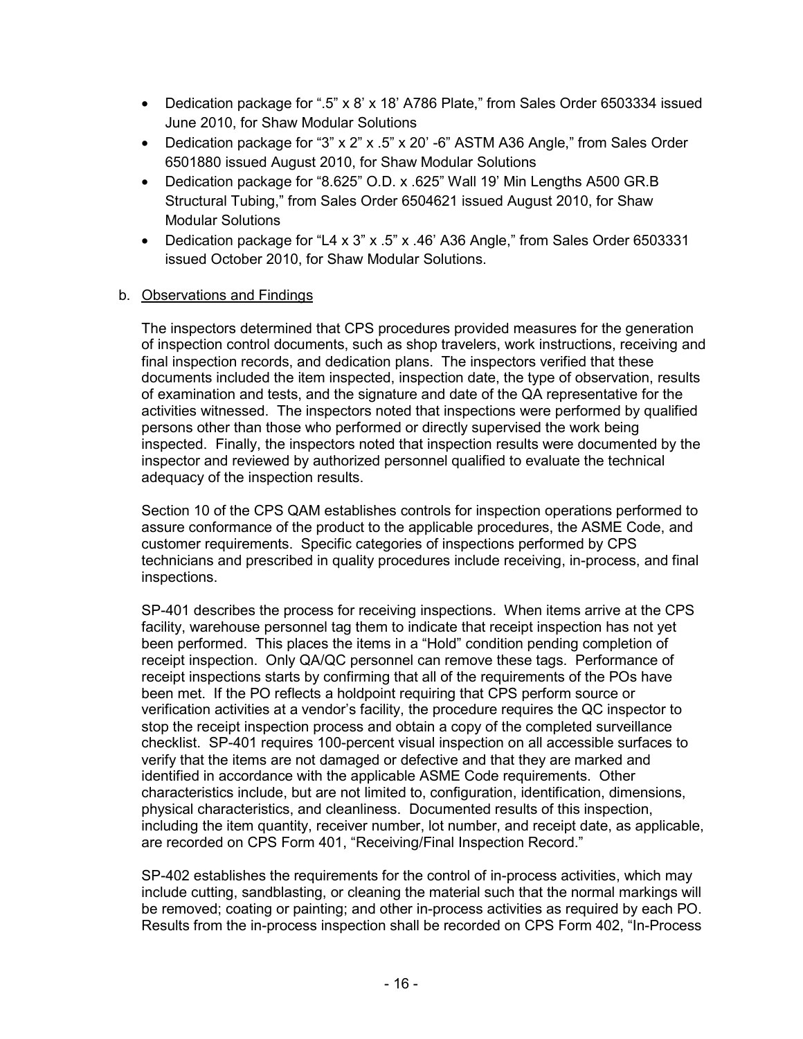- Dedication package for ".5" x 8' x 18' A786 Plate," from Sales Order 6503334 issued June 2010, for Shaw Modular Solutions
- Dedication package for "3" x 2" x .5" x 20' -6" ASTM A36 Angle," from Sales Order 6501880 issued August 2010, for Shaw Modular Solutions
- Dedication package for "8.625" O.D. x .625" Wall 19' Min Lengths A500 GR.B Structural Tubing," from Sales Order 6504621 issued August 2010, for Shaw Modular Solutions
- Dedication package for "L4 x 3" x .5" x .46' A36 Angle," from Sales Order 6503331 issued October 2010, for Shaw Modular Solutions.

b. Observations and Findings

The inspectors determined that CPS procedures provided measures for the generation of inspection control documents, such as shop travelers, work instructions, receiving and final inspection records, and dedication plans. The inspectors verified that these documents included the item inspected, inspection date, the type of observation, results of examination and tests, and the signature and date of the QA representative for the activities witnessed. The inspectors noted that inspections were performed by qualified persons other than those who performed or directly supervised the work being inspected. Finally, the inspectors noted that inspection results were documented by the inspector and reviewed by authorized personnel qualified to evaluate the technical adequacy of the inspection results.

Section 10 of the CPS QAM establishes controls for inspection operations performed to assure conformance of the product to the applicable procedures, the ASME Code, and customer requirements. Specific categories of inspections performed by CPS technicians and prescribed in quality procedures include receiving, in-process, and final inspections.

SP-401 describes the process for receiving inspections. When items arrive at the CPS facility, warehouse personnel tag them to indicate that receipt inspection has not yet been performed. This places the items in a "Hold" condition pending completion of receipt inspection. Only QA/QC personnel can remove these tags. Performance of receipt inspections starts by confirming that all of the requirements of the POs have been met. If the PO reflects a holdpoint requiring that CPS perform source or verification activities at a vendor's facility, the procedure requires the QC inspector to stop the receipt inspection process and obtain a copy of the completed surveillance checklist. SP-401 requires 100-percent visual inspection on all accessible surfaces to verify that the items are not damaged or defective and that they are marked and identified in accordance with the applicable ASME Code requirements. Other characteristics include, but are not limited to, configuration, identification, dimensions, physical characteristics, and cleanliness. Documented results of this inspection, including the item quantity, receiver number, lot number, and receipt date, as applicable, are recorded on CPS Form 401, "Receiving/Final Inspection Record."

SP-402 establishes the requirements for the control of in-process activities, which may include cutting, sandblasting, or cleaning the material such that the normal markings will be removed; coating or painting; and other in-process activities as required by each PO. Results from the in-process inspection shall be recorded on CPS Form 402, "In-Process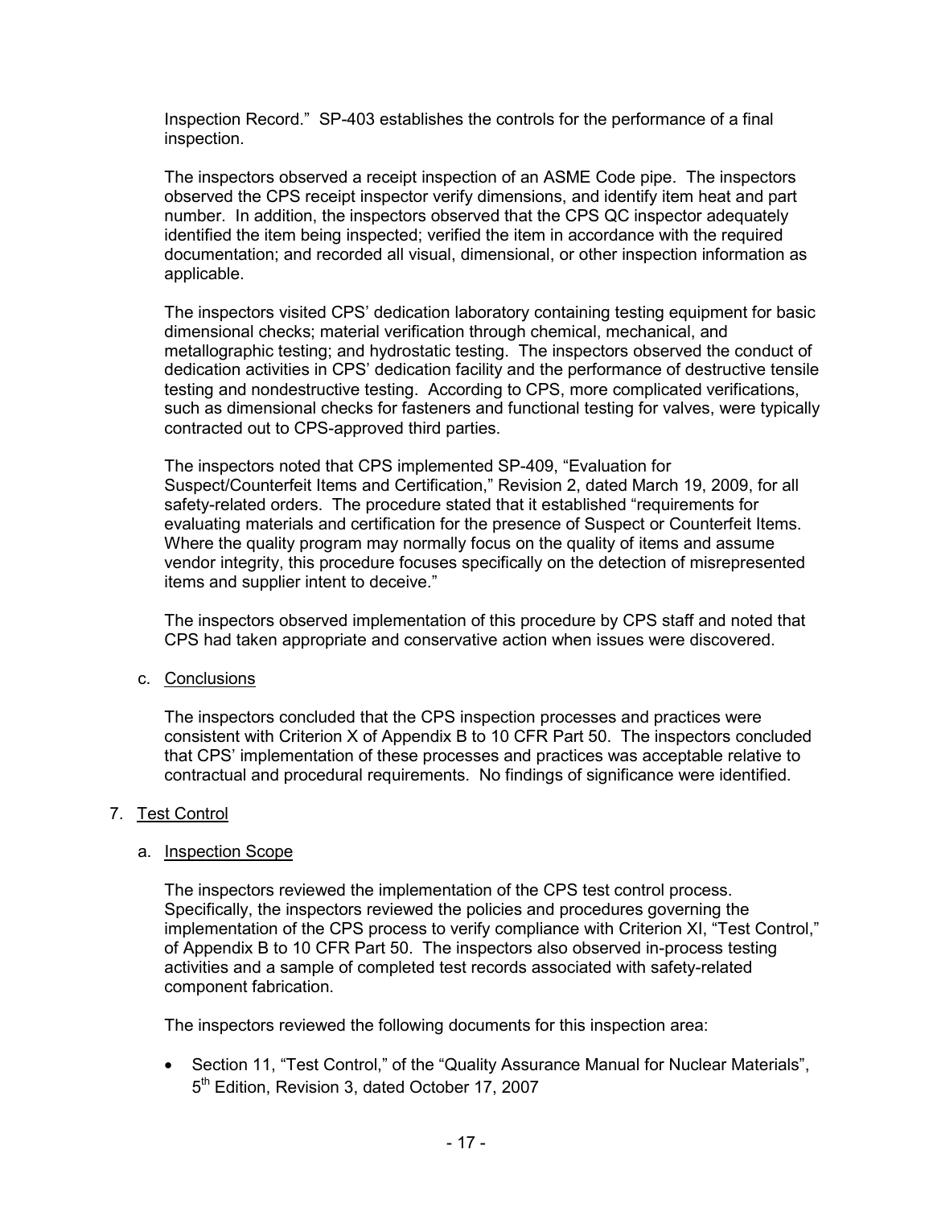Inspection Record." SP-403 establishes the controls for the performance of a final inspection.

The inspectors observed a receipt inspection of an ASME Code pipe. The inspectors observed the CPS receipt inspector verify dimensions, and identify item heat and part number. In addition, the inspectors observed that the CPS QC inspector adequately identified the item being inspected; verified the item in accordance with the required documentation; and recorded all visual, dimensional, or other inspection information as applicable.

The inspectors visited CPS' dedication laboratory containing testing equipment for basic dimensional checks; material verification through chemical, mechanical, and metallographic testing; and hydrostatic testing. The inspectors observed the conduct of dedication activities in CPS' dedication facility and the performance of destructive tensile testing and nondestructive testing. According to CPS, more complicated verifications, such as dimensional checks for fasteners and functional testing for valves, were typically contracted out to CPS-approved third parties.

The inspectors noted that CPS implemented SP-409, "Evaluation for Suspect/Counterfeit Items and Certification," Revision 2, dated March 19, 2009, for all safety-related orders. The procedure stated that it established "requirements for evaluating materials and certification for the presence of Suspect or Counterfeit Items. Where the quality program may normally focus on the quality of items and assume vendor integrity, this procedure focuses specifically on the detection of misrepresented items and supplier intent to deceive."

The inspectors observed implementation of this procedure by CPS staff and noted that CPS had taken appropriate and conservative action when issues were discovered.

c. Conclusions

The inspectors concluded that the CPS inspection processes and practices were consistent with Criterion X of Appendix B to 10 CFR Part 50. The inspectors concluded that CPS' implementation of these processes and practices was acceptable relative to contractual and procedural requirements. No findings of significance were identified.

## 7. Test Control

a. Inspection Scope

The inspectors reviewed the implementation of the CPS test control process. Specifically, the inspectors reviewed the policies and procedures governing the implementation of the CPS process to verify compliance with Criterion XI, "Test Control," of Appendix B to 10 CFR Part 50. The inspectors also observed in-process testing activities and a sample of completed test records associated with safety-related component fabrication.

The inspectors reviewed the following documents for this inspection area:

- Section 11, "Test Control," of the "Quality Assurance Manual for Nuclear Materials", 5th Edition, Revision 3, dated October 17, 2007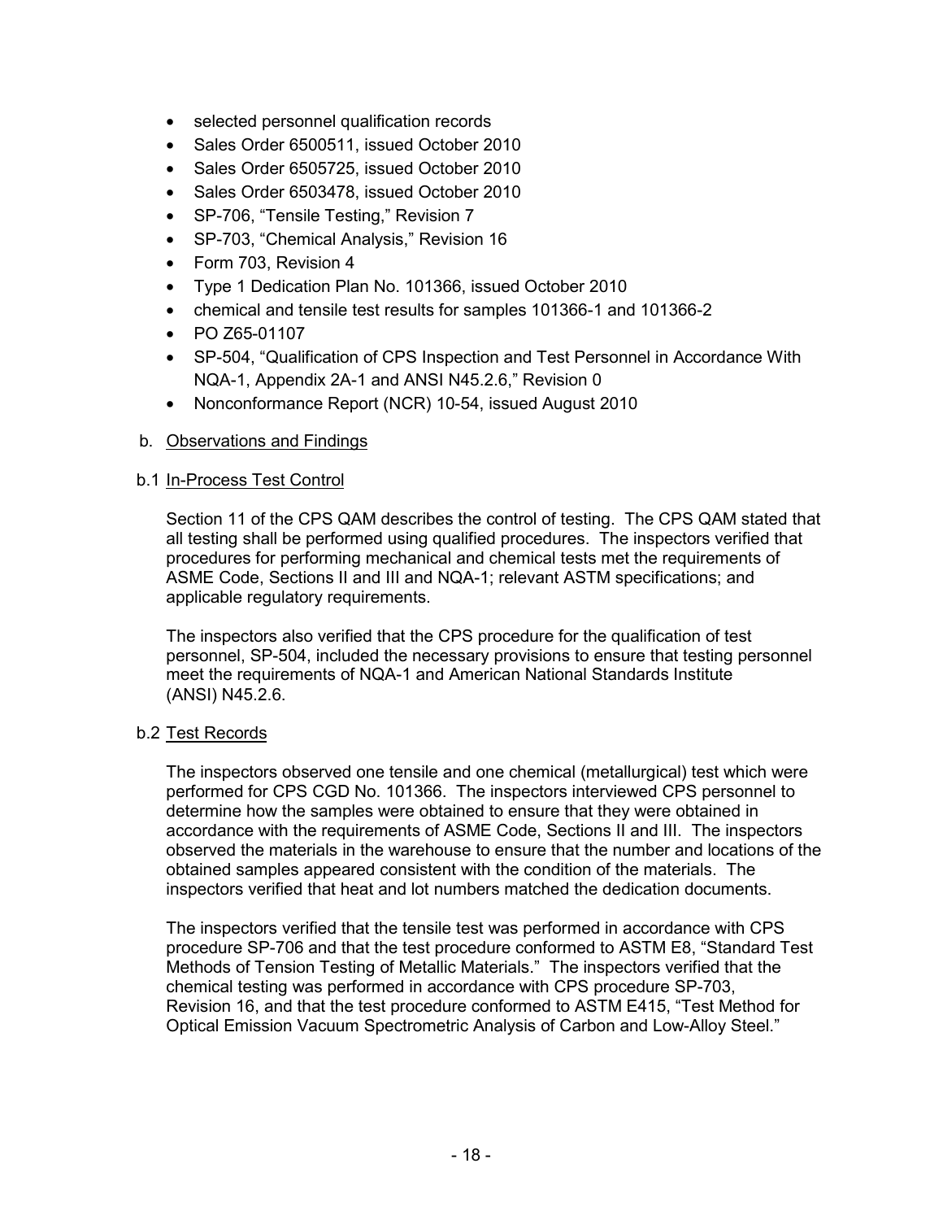- selected personnel qualification records
- Sales Order 6500511, issued October 2010
- Sales Order 6505725, issued October 2010
- Sales Order 6503478, issued October 2010
- SP-706, "Tensile Testing," Revision 7
- SP-703, "Chemical Analysis," Revision 16
- Form 703, Revision 4
- Type 1 Dedication Plan No. 101366, issued October 2010
- chemical and tensile test results for samples 101366-1 and 101366-2
- PO Z65-01107
- SP-504, "Qualification of CPS Inspection and Test Personnel in Accordance With NQA-1, Appendix 2A-1 and ANSI N45.2.6," Revision 0
- Nonconformance Report (NCR) 10-54, issued August 2010

b. Observations and Findings

b.1 In-Process Test Control

Section 11 of the CPS QAM describes the control of testing. The CPS QAM stated that all testing shall be performed using qualified procedures. The inspectors verified that procedures for performing mechanical and chemical tests met the requirements of ASME Code, Sections II and III and NQA-1; relevant ASTM specifications; and applicable regulatory requirements.

The inspectors also verified that the CPS procedure for the qualification of test personnel, SP-504, included the necessary provisions to ensure that testing personnel meet the requirements of NQA-1 and American National Standards Institute (ANSI) N45.2.6.

b.2 Test Records

The inspectors observed one tensile and one chemical (metallurgical) test which were performed for CPS CGD No. 101366. The inspectors interviewed CPS personnel to determine how the samples were obtained to ensure that they were obtained in accordance with the requirements of ASME Code, Sections II and III. The inspectors observed the materials in the warehouse to ensure that the number and locations of the obtained samples appeared consistent with the condition of the materials. The inspectors verified that heat and lot numbers matched the dedication documents.

The inspectors verified that the tensile test was performed in accordance with CPS procedure SP-706 and that the test procedure conformed to ASTM E8, "Standard Test Methods of Tension Testing of Metallic Materials." The inspectors verified that the chemical testing was performed in accordance with CPS procedure SP-703, Revision 16, and that the test procedure conformed to ASTM E415, "Test Method for Optical Emission Vacuum Spectrometric Analysis of Carbon and Low-Alloy Steel."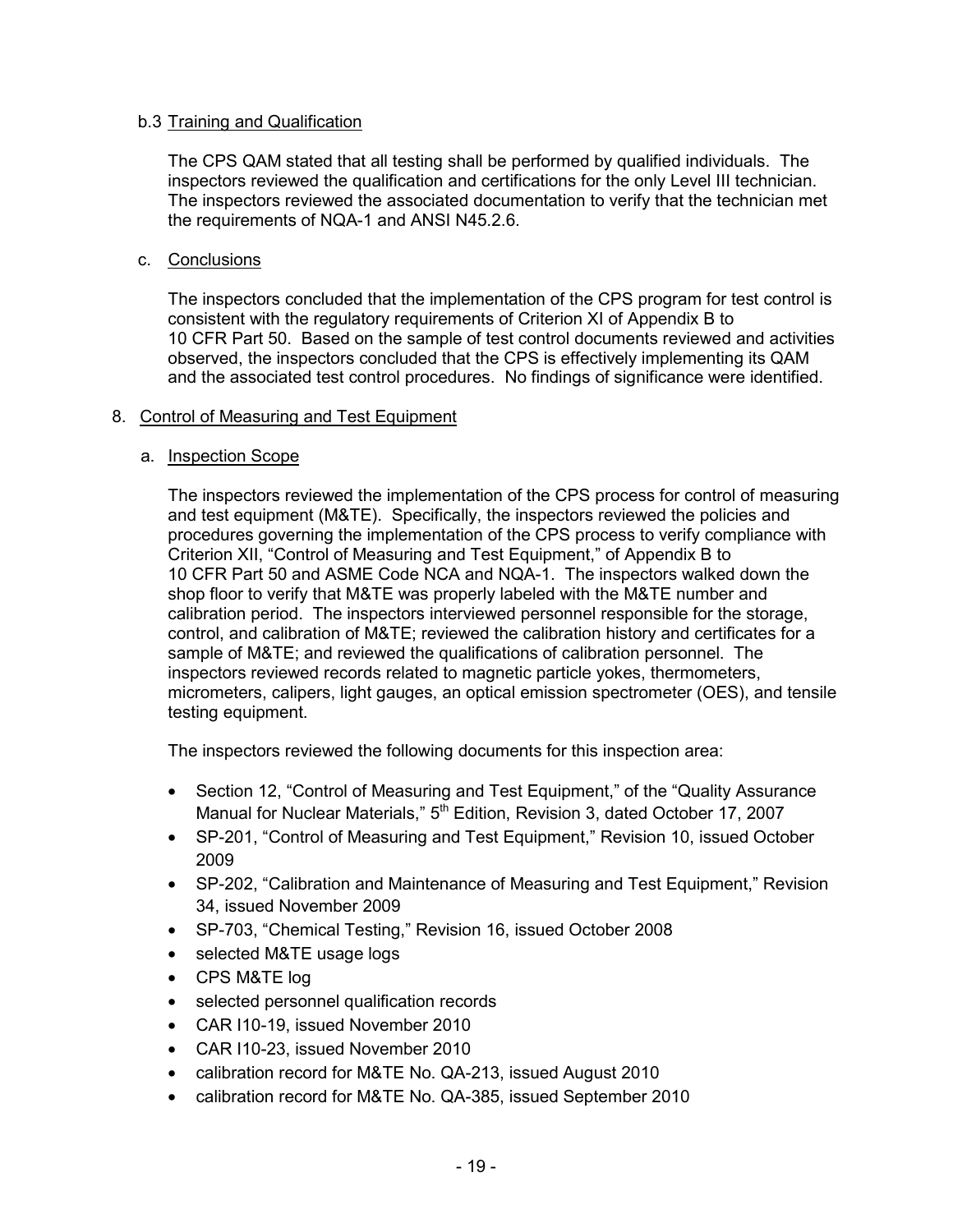b.3 Training and Qualification

The CPS QAM stated that all testing shall be performed by qualified individuals. The inspectors reviewed the qualification and certifications for the only Level III technician. The inspectors reviewed the associated documentation to verify that the technician met the requirements of NQA-1 and ANSI N45.2.6.

c. Conclusions

The inspectors concluded that the implementation of the CPS program for test control is consistent with the regulatory requirements of Criterion XI of Appendix B to 10 CFR Part 50. Based on the sample of test control documents reviewed and activities observed, the inspectors concluded that the CPS is effectively implementing its QAM and the associated test control procedures. No findings of significance were identified.

## 8. Control of Measuring and Test Equipment

a. Inspection Scope

The inspectors reviewed the implementation of the CPS process for control of measuring and test equipment (M&TE). Specifically, the inspectors reviewed the policies and procedures governing the implementation of the CPS process to verify compliance with Criterion XII, "Control of Measuring and Test Equipment," of Appendix B to 10 CFR Part 50 and ASME Code NCA and NQA-1. The inspectors walked down the shop floor to verify that M&TE was properly labeled with the M&TE number and calibration period. The inspectors interviewed personnel responsible for the storage, control, and calibration of M&TE; reviewed the calibration history and certificates for a sample of M&TE; and reviewed the qualifications of calibration personnel. The inspectors reviewed records related to magnetic particle yokes, thermometers, micrometers, calipers, light gauges, an optical emission spectrometer (OES), and tensile testing equipment.

The inspectors reviewed the following documents for this inspection area:

- Section 12, "Control of Measuring and Test Equipment," of the "Quality Assurance Manual for Nuclear Materials," 5th Edition, Revision 3, dated October 17, 2007
- SP-201, "Control of Measuring and Test Equipment," Revision 10, issued October 2009
- SP-202, "Calibration and Maintenance of Measuring and Test Equipment," Revision 34, issued November 2009
- SP-703, "Chemical Testing," Revision 16, issued October 2008
- selected M&TE usage logs
- CPS M&TE log
- selected personnel qualification records
- CAR I10-19, issued November 2010
- CAR I10-23, issued November 2010
- calibration record for M&TE No. QA-213, issued August 2010
- calibration record for M&TE No. QA-385, issued September 2010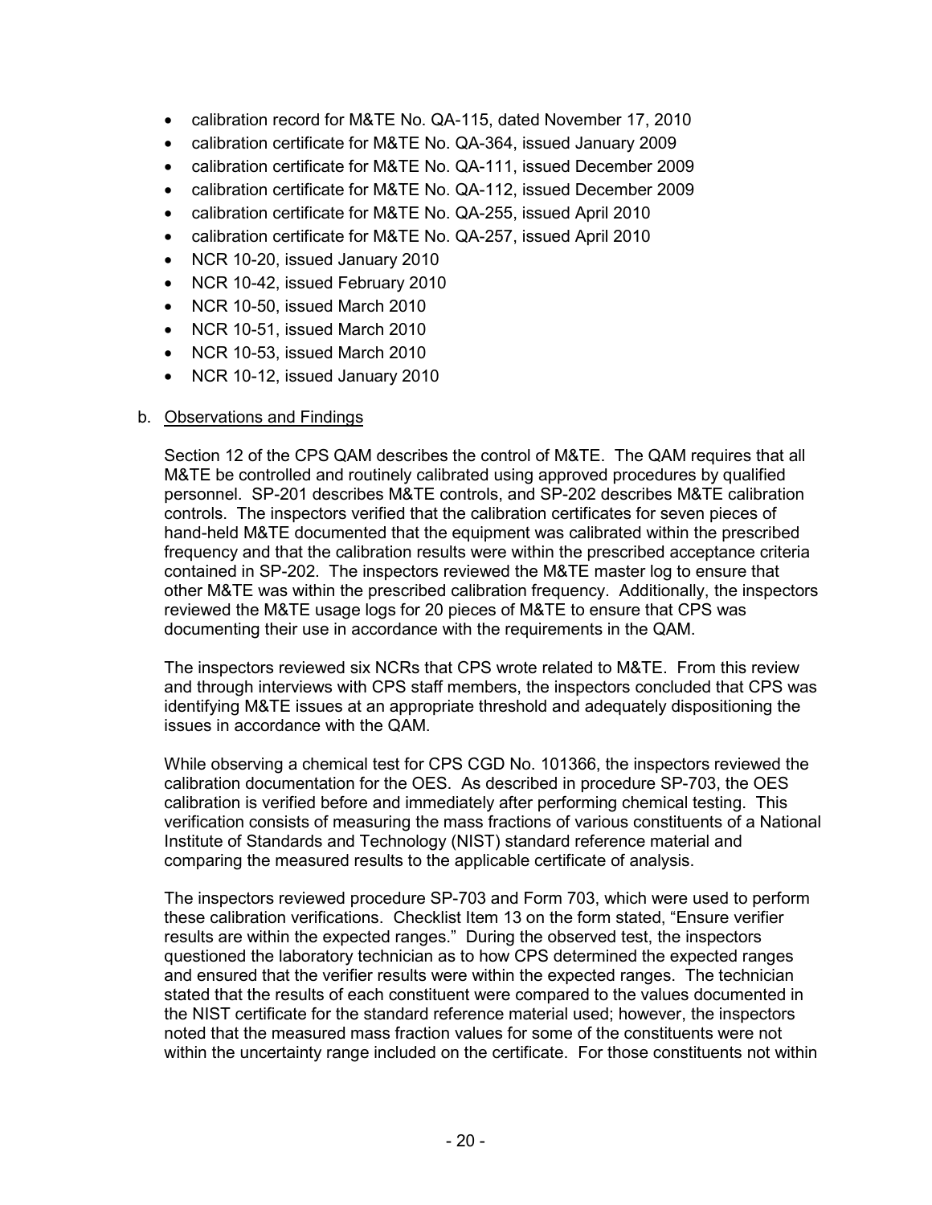- calibration record for M&TE No. QA-115, dated November 17, 2010
- calibration certificate for M&TE No. QA-364, issued January 2009
- calibration certificate for M&TE No. QA-111, issued December 2009
- calibration certificate for M&TE No. QA-112, issued December 2009
- calibration certificate for M&TE No. QA-255, issued April 2010
- calibration certificate for M&TE No. QA-257, issued April 2010
- NCR 10-20, issued January 2010
- NCR 10-42, issued February 2010
- NCR 10-50, issued March 2010
- NCR 10-51, issued March 2010
- NCR 10-53, issued March 2010
- NCR 10-12, issued January 2010

b. Observations and Findings

Section 12 of the CPS QAM describes the control of M&TE. The QAM requires that all M&TE be controlled and routinely calibrated using approved procedures by qualified personnel. SP-201 describes M&TE controls, and SP-202 describes M&TE calibration controls. The inspectors verified that the calibration certificates for seven pieces of hand-held M&TE documented that the equipment was calibrated within the prescribed frequency and that the calibration results were within the prescribed acceptance criteria contained in SP-202. The inspectors reviewed the M&TE master log to ensure that other M&TE was within the prescribed calibration frequency. Additionally, the inspectors reviewed the M&TE usage logs for 20 pieces of M&TE to ensure that CPS was documenting their use in accordance with the requirements in the QAM.

The inspectors reviewed six NCRs that CPS wrote related to M&TE. From this review and through interviews with CPS staff members, the inspectors concluded that CPS was identifying M&TE issues at an appropriate threshold and adequately dispositioning the issues in accordance with the QAM.

While observing a chemical test for CPS CGD No. 101366, the inspectors reviewed the calibration documentation for the OES. As described in procedure SP-703, the OES calibration is verified before and immediately after performing chemical testing. This verification consists of measuring the mass fractions of various constituents of a National Institute of Standards and Technology (NIST) standard reference material and comparing the measured results to the applicable certificate of analysis.

The inspectors reviewed procedure SP-703 and Form 703, which were used to perform these calibration verifications. Checklist Item 13 on the form stated, "Ensure verifier results are within the expected ranges." During the observed test, the inspectors questioned the laboratory technician as to how CPS determined the expected ranges and ensured that the verifier results were within the expected ranges. The technician stated that the results of each constituent were compared to the values documented in the NIST certificate for the standard reference material used; however, the inspectors noted that the measured mass fraction values for some of the constituents were not within the uncertainty range included on the certificate. For those constituents not within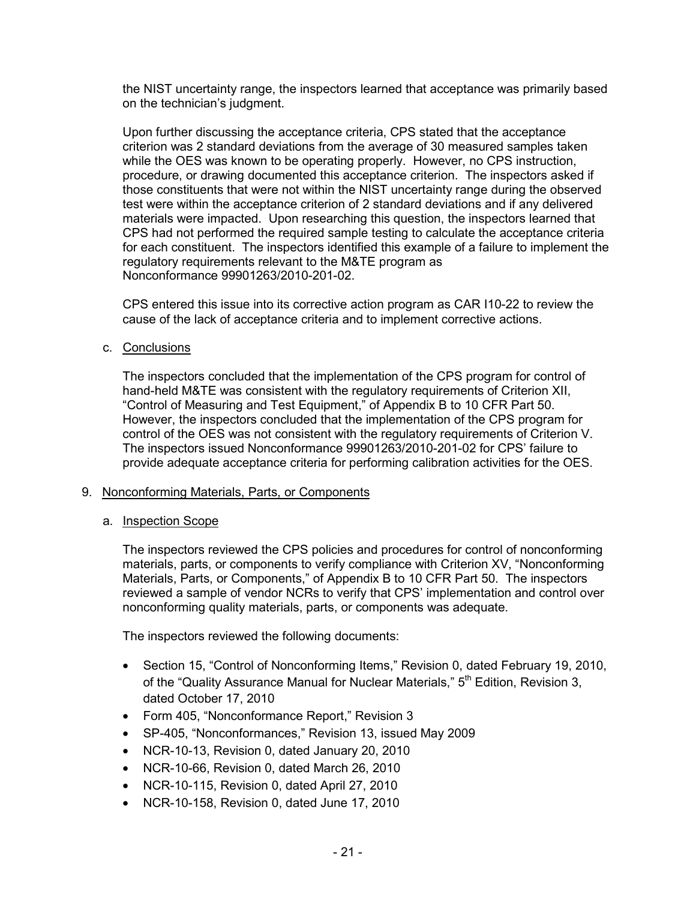the NIST uncertainty range, the inspectors learned that acceptance was primarily based on the technician's judgment.

Upon further discussing the acceptance criteria, CPS stated that the acceptance criterion was 2 standard deviations from the average of 30 measured samples taken while the OES was known to be operating properly. However, no CPS instruction, procedure, or drawing documented this acceptance criterion. The inspectors asked if those constituents that were not within the NIST uncertainty range during the observed test were within the acceptance criterion of 2 standard deviations and if any delivered materials were impacted. Upon researching this question, the inspectors learned that CPS had not performed the required sample testing to calculate the acceptance criteria for each constituent. The inspectors identified this example of a failure to implement the regulatory requirements relevant to the M&TE program as Nonconformance 99901263/2010-201-02.

CPS entered this issue into its corrective action program as CAR I10-22 to review the cause of the lack of acceptance criteria and to implement corrective actions.

c. Conclusions

The inspectors concluded that the implementation of the CPS program for control of hand-held M&TE was consistent with the regulatory requirements of Criterion XII, "Control of Measuring and Test Equipment," of Appendix B to 10 CFR Part 50. However, the inspectors concluded that the implementation of the CPS program for control of the OES was not consistent with the regulatory requirements of Criterion V. The inspectors issued Nonconformance 99901263/2010-201-02 for CPS' failure to provide adequate acceptance criteria for performing calibration activities for the OES.

## 9. Nonconforming Materials, Parts, or Components

a. Inspection Scope

The inspectors reviewed the CPS policies and procedures for control of nonconforming materials, parts, or components to verify compliance with Criterion XV, "Nonconforming Materials, Parts, or Components," of Appendix B to 10 CFR Part 50. The inspectors reviewed a sample of vendor NCRs to verify that CPS' implementation and control over nonconforming quality materials, parts, or components was adequate.

The inspectors reviewed the following documents:

- Section 15, "Control of Nonconforming Items," Revision 0, dated February 19, 2010, of the "Quality Assurance Manual for Nuclear Materials," 5th Edition, Revision 3, dated October 17, 2010
- Form 405, "Nonconformance Report," Revision 3
- SP-405, "Nonconformances," Revision 13, issued May 2009
- NCR-10-13, Revision 0, dated January 20, 2010
- NCR-10-66, Revision 0, dated March 26, 2010
- NCR-10-115, Revision 0, dated April 27, 2010
- NCR-10-158, Revision 0, dated June 17, 2010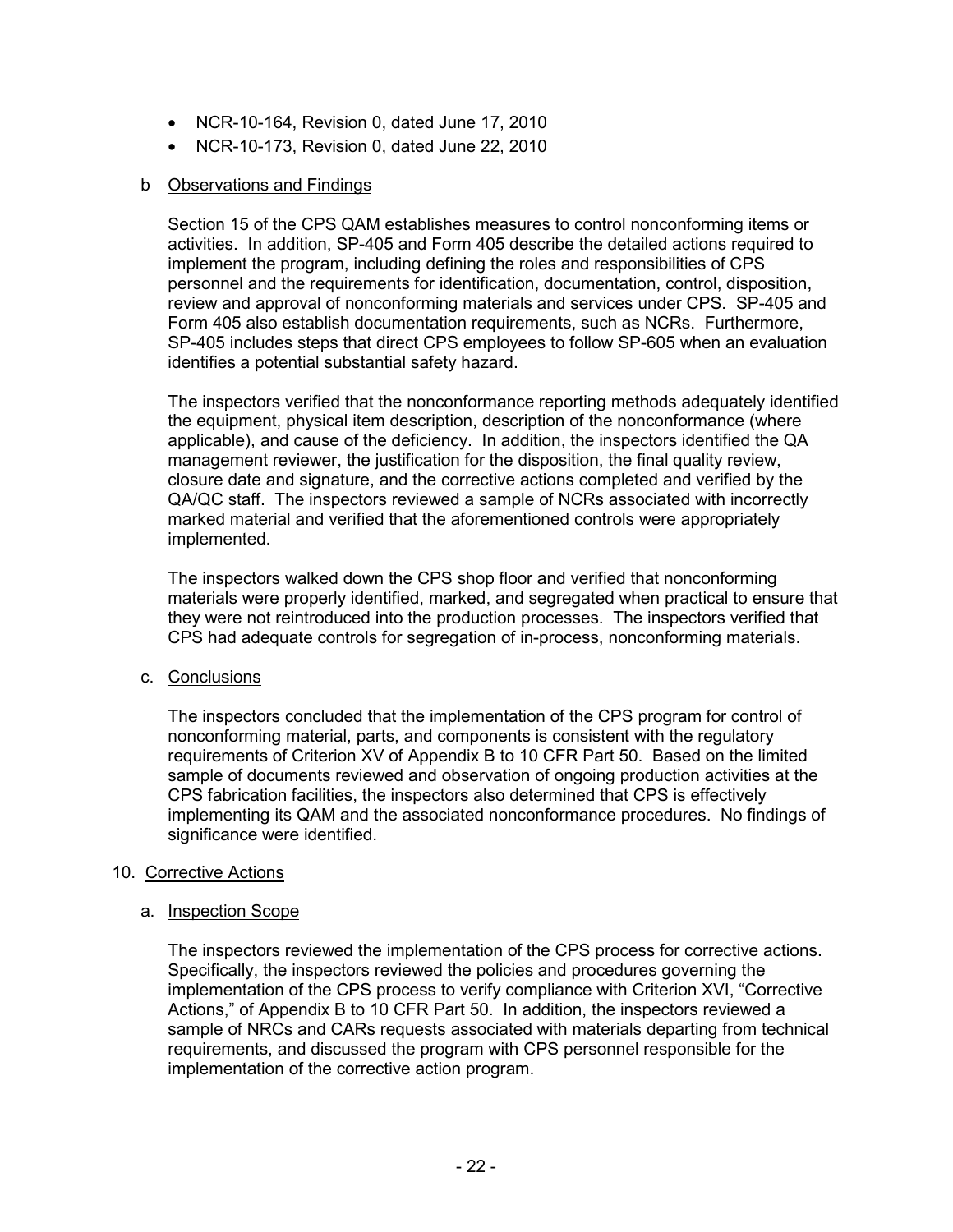- NCR-10-164, Revision 0, dated June 17, 2010
- NCR-10-173, Revision 0, dated June 22, 2010

b. Observations and Findings

Section 15 of the CPS QAM establishes measures to control nonconforming items or activities. In addition, SP-405 and Form 405 describe the detailed actions required to implement the program, including defining the roles and responsibilities of CPS personnel and the requirements for identification, documentation, control, disposition, review and approval of nonconforming materials and services under CPS. SP-405 and Form 405 also establish documentation requirements, such as NCRs. Furthermore, SP-405 includes steps that direct CPS employees to follow SP-605 when an evaluation identifies a potential substantial safety hazard.

The inspectors verified that the nonconformance reporting methods adequately identified the equipment, physical item description, description of the nonconformance (where applicable), and cause of the deficiency. In addition, the inspectors identified the QA management reviewer, the justification for the disposition, the final quality review, closure date and signature, and the corrective actions completed and verified by the QA/QC staff. The inspectors reviewed a sample of NCRs associated with incorrectly marked material and verified that the aforementioned controls were appropriately implemented.

The inspectors walked down the CPS shop floor and verified that nonconforming materials were properly identified, marked, and segregated when practical to ensure that they were not reintroduced into the production processes. The inspectors verified that CPS had adequate controls for segregation of in-process, nonconforming materials.

c. Conclusions

The inspectors concluded that the implementation of the CPS program for control of nonconforming material, parts, and components is consistent with the regulatory requirements of Criterion XV of Appendix B to 10 CFR Part 50. Based on the limited sample of documents reviewed and observation of ongoing production activities at the CPS fabrication facilities, the inspectors also determined that CPS is effectively implementing its QAM and the associated nonconformance procedures. No findings of significance were identified.

10. Corrective Actions

a. Inspection Scope

The inspectors reviewed the implementation of the CPS process for corrective actions. Specifically, the inspectors reviewed the policies and procedures governing the implementation of the CPS process to verify compliance with Criterion XVI, "Corrective Actions," of Appendix B to 10 CFR Part 50. In addition, the inspectors reviewed a sample of NRCs and CARs requests associated with materials departing from technical requirements, and discussed the program with CPS personnel responsible for the implementation of the corrective action program.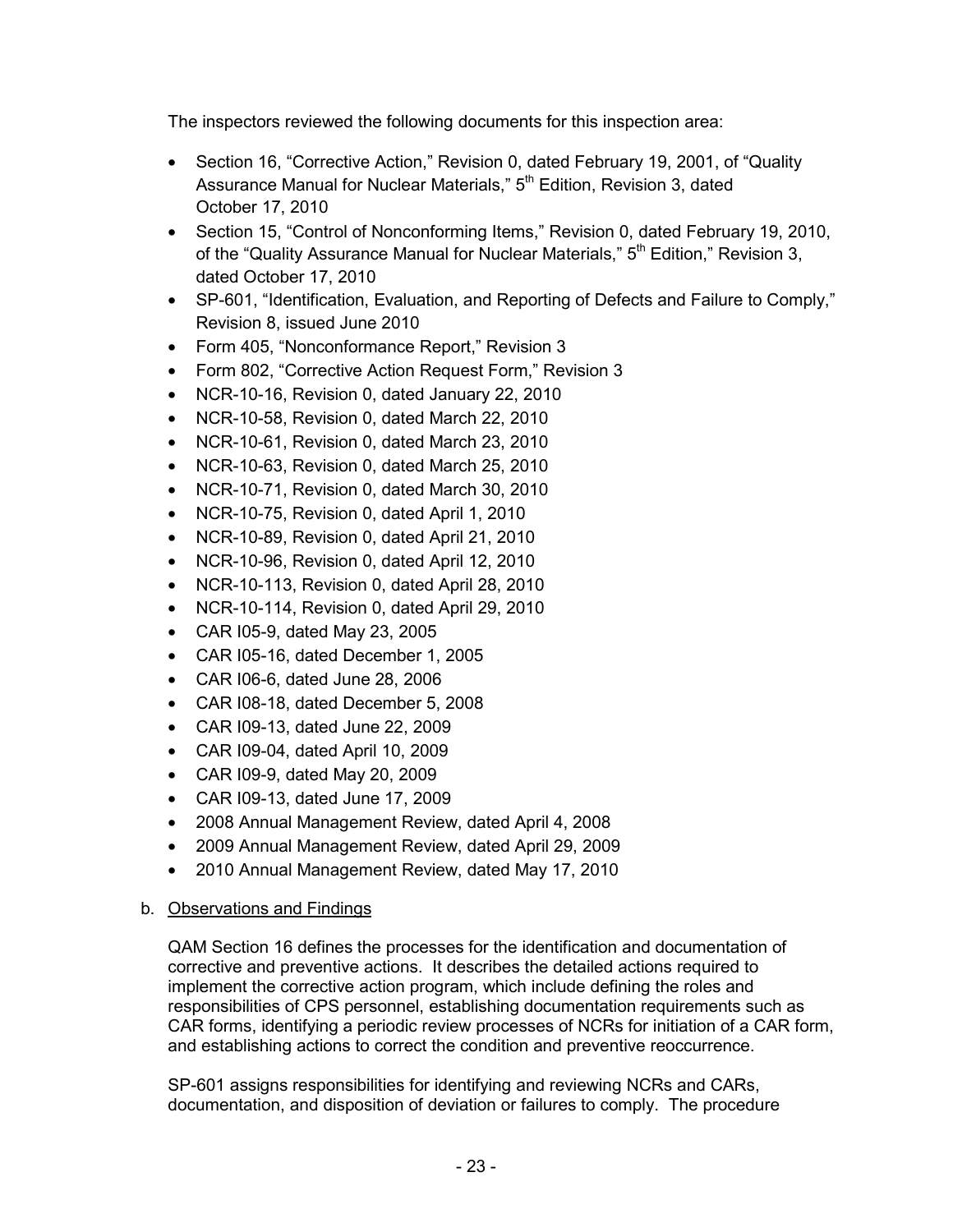The inspectors reviewed the following documents for this inspection area:

- Section 16, "Corrective Action," Revision 0, dated February 19, 2001, of "Quality Assurance Manual for Nuclear Materials," 5th Edition, Revision 3, dated October 17, 2010
- Section 15, "Control of Nonconforming Items," Revision 0, dated February 19, 2010, of the "Quality Assurance Manual for Nuclear Materials," 5th Edition," Revision 3, dated October 17, 2010
- SP-601, "Identification, Evaluation, and Reporting of Defects and Failure to Comply," Revision 8, issued June 2010
- Form 405, "Nonconformance Report," Revision 3
- Form 802, "Corrective Action Request Form," Revision 3
- NCR-10-16, Revision 0, dated January 22, 2010
- NCR-10-58, Revision 0, dated March 22, 2010
- NCR-10-61, Revision 0, dated March 23, 2010
- NCR-10-63, Revision 0, dated March 25, 2010
- NCR-10-71, Revision 0, dated March 30, 2010
- NCR-10-75, Revision 0, dated April 1, 2010
- NCR-10-89, Revision 0, dated April 21, 2010
- NCR-10-96, Revision 0, dated April 12, 2010
- NCR-10-113, Revision 0, dated April 28, 2010
- NCR-10-114, Revision 0, dated April 29, 2010
- CAR I05-9, dated May 23, 2005
- CAR I05-16, dated December 1, 2005
- CAR I06-6, dated June 28, 2006
- CAR I08-18, dated December 5, 2008
- CAR I09-13, dated June 22, 2009
- CAR I09-04, dated April 10, 2009
- CAR I09-9, dated May 20, 2009
- CAR I09-13, dated June 17, 2009
- 2008 Annual Management Review, dated April 4, 2008
- 2009 Annual Management Review, dated April 29, 2009
- 2010 Annual Management Review, dated May 17, 2010

b. Observations and Findings

QAM Section 16 defines the processes for the identification and documentation of corrective and preventive actions. It describes the detailed actions required to implement the corrective action program, which include defining the roles and responsibilities of CPS personnel, establishing documentation requirements such as CAR forms, identifying a periodic review processes of NCRs for initiation of a CAR form, and establishing actions to correct the condition and preventive reoccurrence.

SP-601 assigns responsibilities for identifying and reviewing NCRs and CARs, documentation, and disposition of deviation or failures to comply. The procedure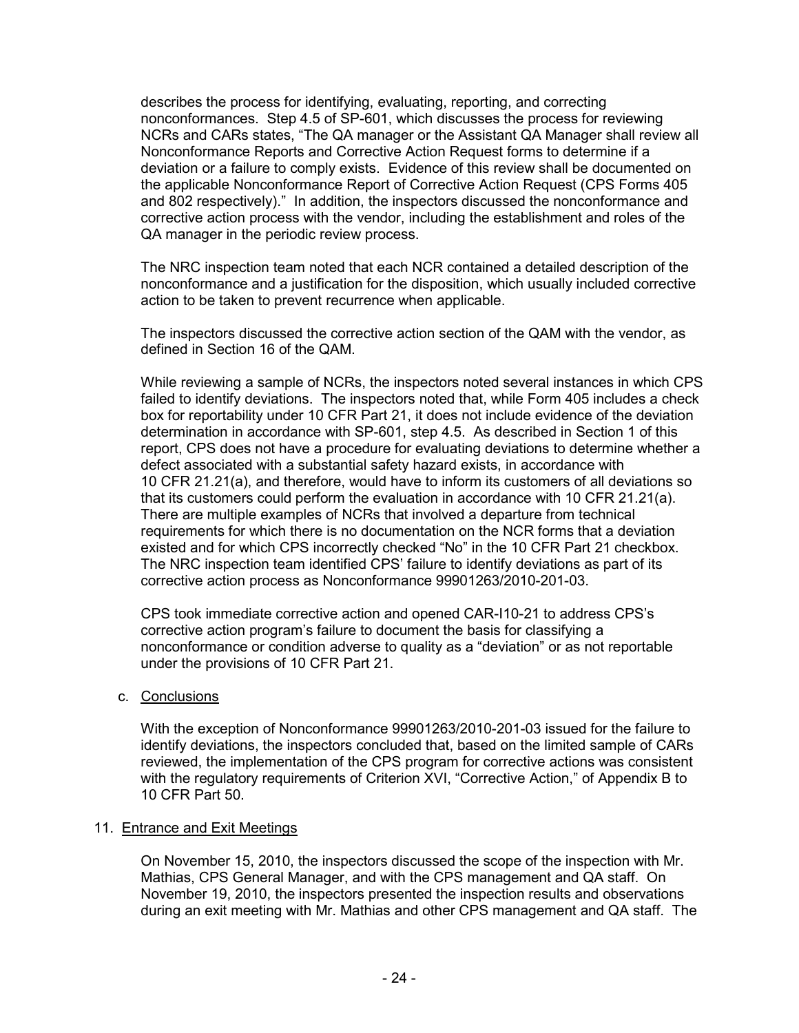describes the process for identifying, evaluating, reporting, and correcting nonconformances. Step 4.5 of SP-601, which discusses the process for reviewing NCRs and CARs states, "The QA manager or the Assistant QA Manager shall review all Nonconformance Reports and Corrective Action Request forms to determine if a deviation or a failure to comply exists. Evidence of this review shall be documented on the applicable Nonconformance Report of Corrective Action Request (CPS Forms 405 and 802 respectively)." In addition, the inspectors discussed the nonconformance and corrective action process with the vendor, including the establishment and roles of the QA manager in the periodic review process.

The NRC inspection team noted that each NCR contained a detailed description of the nonconformance and a justification for the disposition, which usually included corrective action to be taken to prevent recurrence when applicable.

The inspectors discussed the corrective action section of the QAM with the vendor, as defined in Section 16 of the QAM.

While reviewing a sample of NCRs, the inspectors noted several instances in which CPS failed to identify deviations. The inspectors noted that, while Form 405 includes a check box for reportability under 10 CFR Part 21, it does not include evidence of the deviation determination in accordance with SP-601, step 4.5. As described in Section 1 of this report, CPS does not have a procedure for evaluating deviations to determine whether a defect associated with a substantial safety hazard exists, in accordance with 10 CFR 21.21(a), and therefore, would have to inform its customers of all deviations so that its customers could perform the evaluation in accordance with 10 CFR 21.21(a). There are multiple examples of NCRs that involved a departure from technical requirements for which there is no documentation on the NCR forms that a deviation existed and for which CPS incorrectly checked "No" in the 10 CFR Part 21 checkbox. The NRC inspection team identified CPS' failure to identify deviations as part of its corrective action process as Nonconformance 99901263/2010-201-03.

CPS took immediate corrective action and opened CAR-I10-21 to address CPS's corrective action program's failure to document the basis for classifying a nonconformance or condition adverse to quality as a "deviation" or as not reportable under the provisions of 10 CFR Part 21.

c. Conclusions

With the exception of Nonconformance 99901263/2010-201-03 issued for the failure to identify deviations, the inspectors concluded that, based on the limited sample of CARs reviewed, the implementation of the CPS program for corrective actions was consistent with the regulatory requirements of Criterion XVI, "Corrective Action," of Appendix B to 10 CFR Part 50.

## 11. Entrance and Exit Meetings

On November 15, 2010, the inspectors discussed the scope of the inspection with Mr. Mathias, CPS General Manager, and with the CPS management and QA staff. On November 19, 2010, the inspectors presented the inspection results and observations during an exit meeting with Mr. Mathias and other CPS management and QA staff. The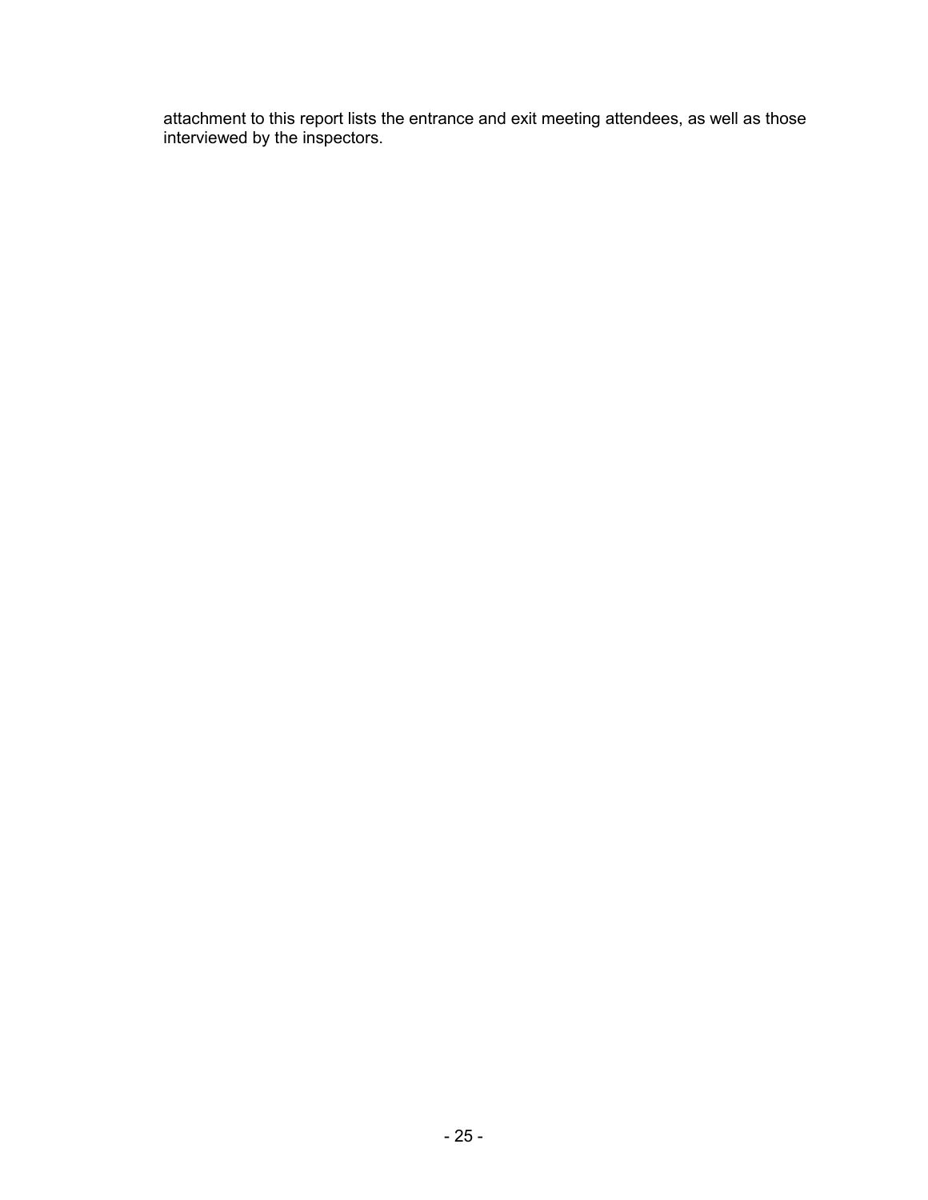attachment to this report lists the entrance and exit meeting attendees, as well as those interviewed by the inspectors.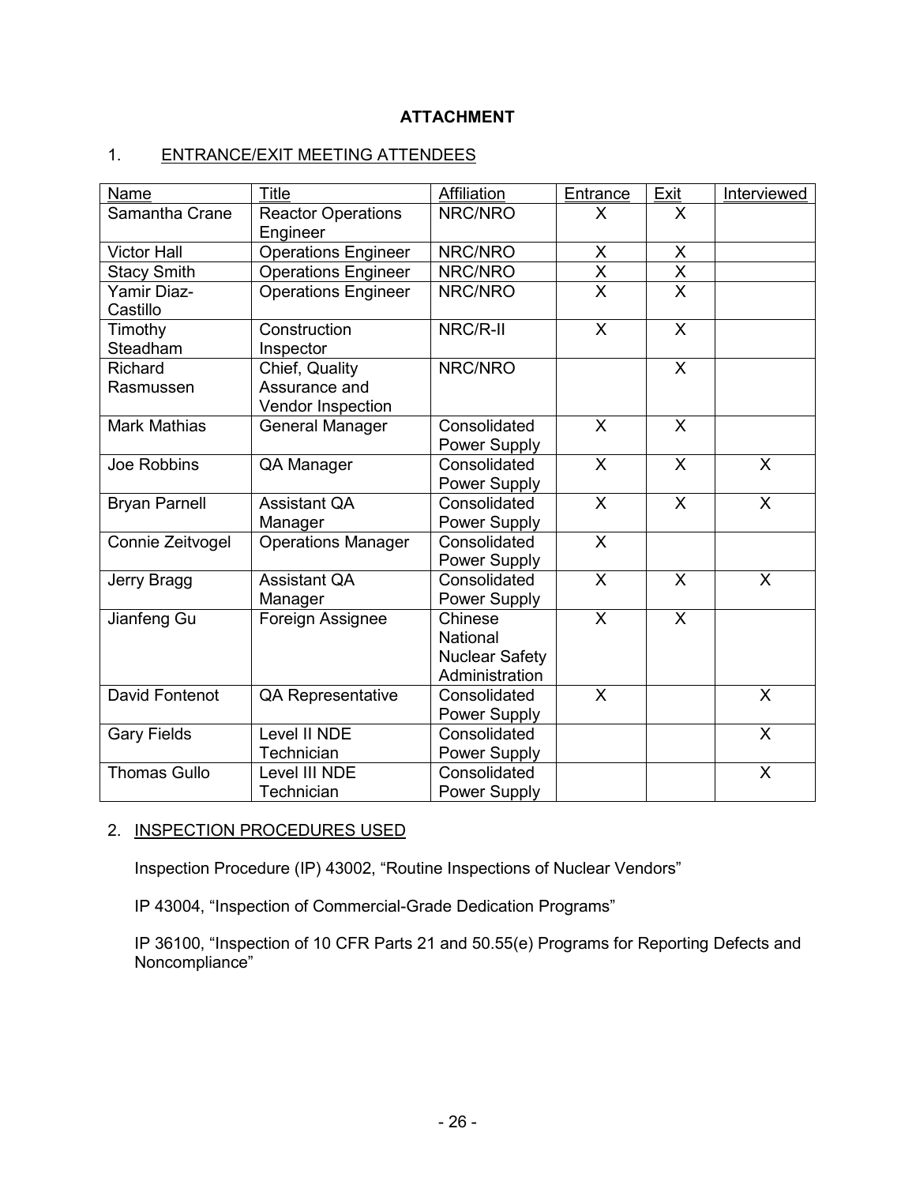**ATTACHMENT**

1. ENTRANCE/EXIT MEETING ATTENDEES

| Name | Title | Affiliation | Entrance | Exit | Interviewed |
|---|---|---|---|---|---|
| Samantha Crane | Reactor Operations Engineer | NRC/NRO | X | X | |
| Victor Hall | Operations Engineer | NRC/NRO | X | X | |
| Stacy Smith | Operations Engineer | NRC/NRO | X | X | |
| Yamir Diaz-Castillo | Operations Engineer | NRC/NRO | X | X | |
| Timothy Steadham | Construction Inspector | NRC/R-II | X | X | |
| Richard Rasmussen | Chief, Quality Assurance and Vendor Inspection | NRC/NRO | | X | |
| Mark Mathias | General Manager | Consolidated Power Supply | X | X | |
| Joe Robbins | QA Manager | Consolidated Power Supply | X | X | X |
| Bryan Parnell | Assistant QA Manager | Consolidated Power Supply | X | X | X |
| Connie Zeitvogel | Operations Manager | Consolidated Power Supply | X | | |
| Jerry Bragg | Assistant QA Manager | Consolidated Power Supply | X | X | X |
| Jianfeng Gu | Foreign Assignee | Chinese National Nuclear Safety Administration | X | X | |
| David Fontenot | QA Representative | Consolidated Power Supply | X | | X |
| Gary Fields | Level II NDE Technician | Consolidated Power Supply | | | X |
| Thomas Gullo | Level III NDE Technician | Consolidated Power Supply | | | X |

2. INSPECTION PROCEDURES USED

Inspection Procedure (IP) 43002, "Routine Inspections of Nuclear Vendors"

IP 43004, "Inspection of Commercial-Grade Dedication Programs"

IP 36100, "Inspection of 10 CFR Parts 21 and 50.55(e) Programs for Reporting Defects and Noncompliance"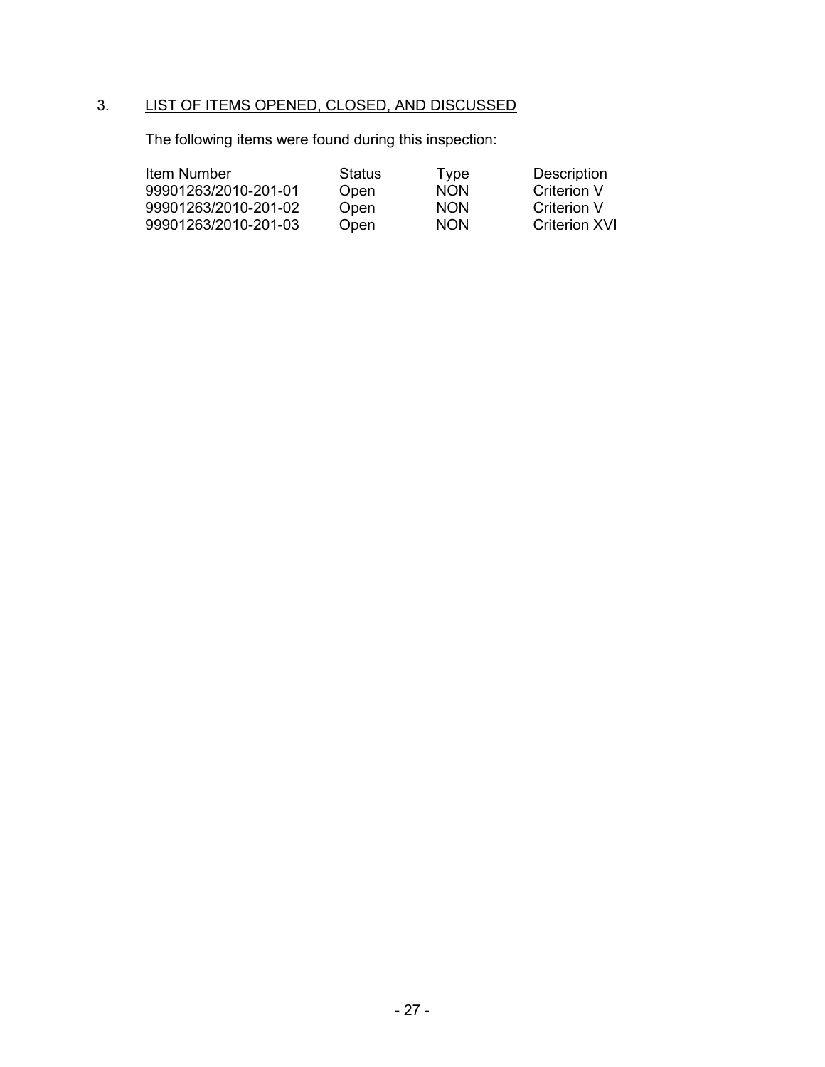## 3. LIST OF ITEMS OPENED, CLOSED, AND DISCUSSED

The following items were found during this inspection:

| Item Number | Status | Type | Description |
|---|---|---|---|
| 99901263/2010-201-01 | Open | NON | Criterion V |
| 99901263/2010-201-02 | Open | NON | Criterion V |
| 99901263/2010-201-03 | Open | NON | Criterion XVI |